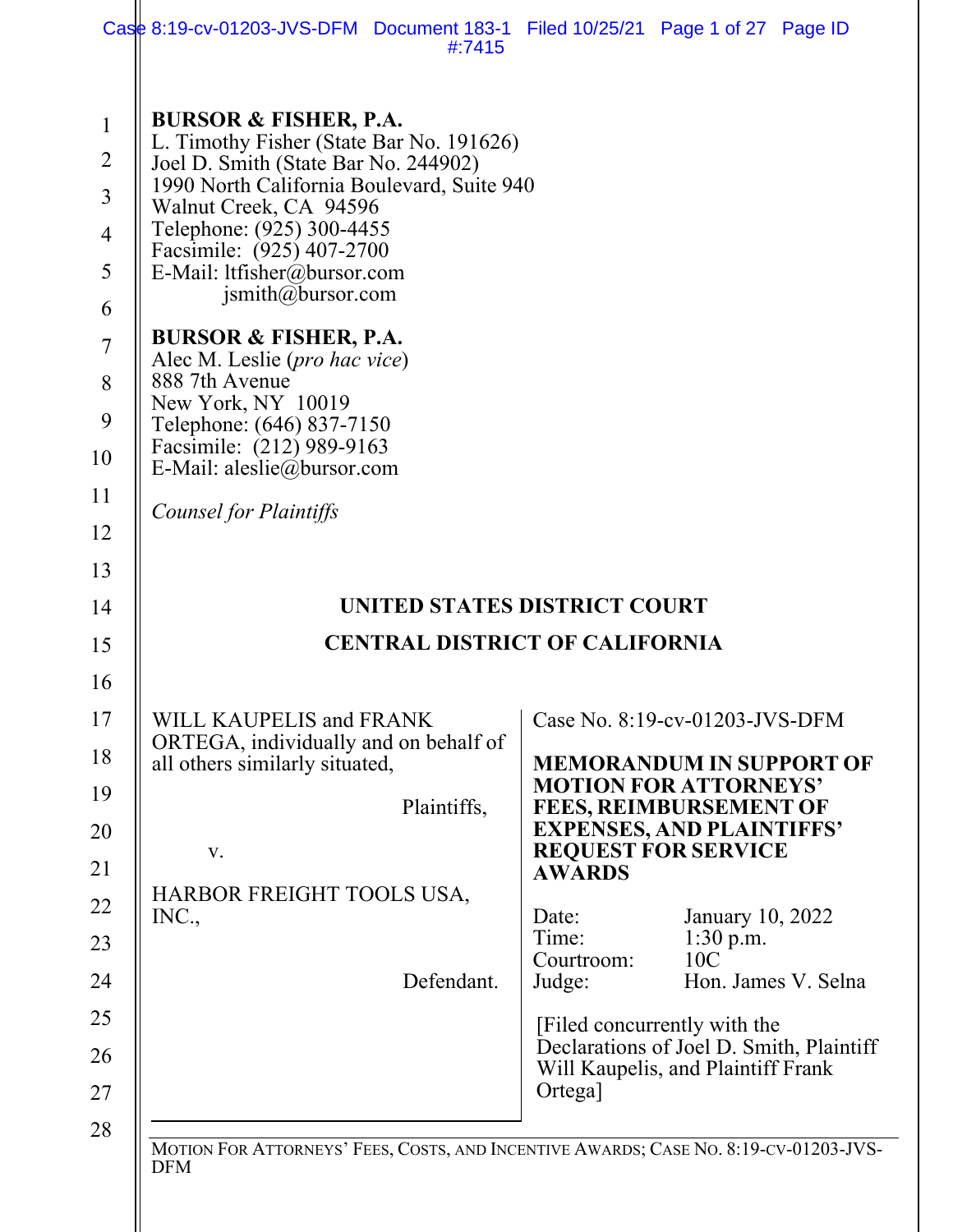**BURSOR & FISHER, P.A.**
L. Timothy Fisher (State Bar No. 191626)
Joel D. Smith (State Bar No. 244902)
1990 North California Boulevard, Suite 940
Walnut Creek, CA 94596
Telephone: (925) 300-4455
Facsimile: (925) 407-2700
E-Mail: ltfisher@bursor.com
jsmith@bursor.com

**BURSOR & FISHER, P.A.**
Alec M. Leslie (*pro hac vice*)
888 7th Avenue
New York, NY 10019
Telephone: (646) 837-7150
Facsimile: (212) 989-9163
E-Mail: aleslie@bursor.com

*Counsel for Plaintiffs*

**UNITED STATES DISTRICT COURT**

**CENTRAL DISTRICT OF CALIFORNIA**

WILL KAUPELIS and FRANK ORTEGA, individually and on behalf of all others similarly situated,

Plaintiffs,

v.

HARBOR FREIGHT TOOLS USA, INC.,

Defendant.

Case No. 8:19-cv-01203-JVS-DFM

**MEMORANDUM IN SUPPORT OF MOTION FOR ATTORNEYS' FEES, REIMBURSEMENT OF EXPENSES, AND PLAINTIFFS' REQUEST FOR SERVICE AWARDS**

Date: January 10, 2022
Time: 1:30 p.m.
Courtroom: 10C
Judge: Hon. James V. Selna

[Filed concurrently with the Declarations of Joel D. Smith, Plaintiff Will Kaupelis, and Plaintiff Frank Ortega]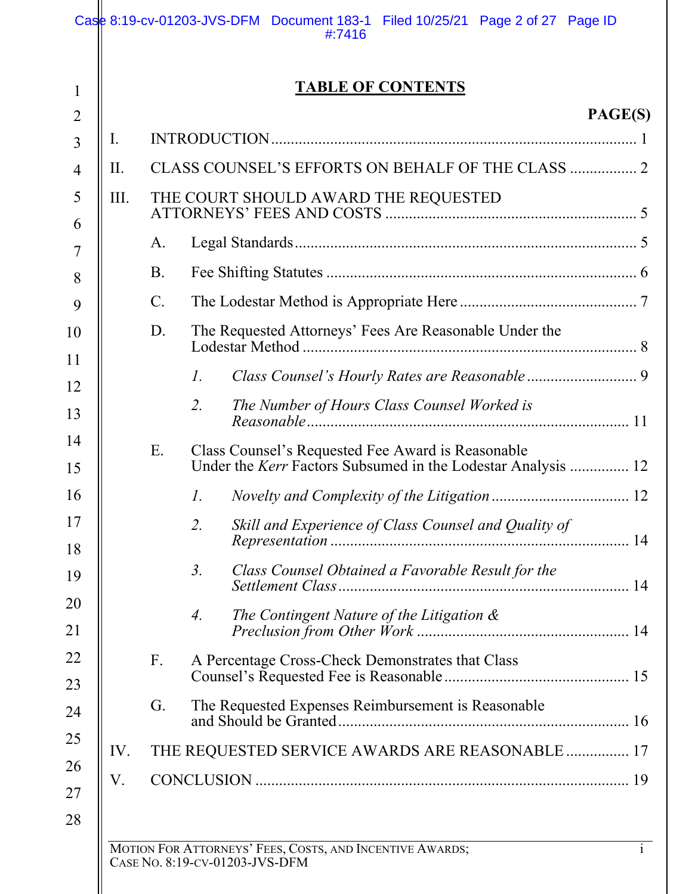## TABLE OF CONTENTS

**PAGE(S)**

I. INTRODUCTION ........................................................................................... 1

II. CLASS COUNSEL'S EFFORTS ON BEHALF OF THE CLASS ................. 2

III. THE COURT SHOULD AWARD THE REQUESTED ATTORNEYS' FEES AND COSTS ............................................................... 5

- A. Legal Standards ...................................................................................... 5
- B. Fee Shifting Statutes .............................................................................. 6
- C. The Lodestar Method is Appropriate Here ............................................. 7
- D. The Requested Attorneys' Fees Are Reasonable Under the Lodestar Method ..................................................................................... 8
  - 1. *Class Counsel's Hourly Rates are Reasonable* ........................... 9
  - 2. *The Number of Hours Class Counsel Worked is Reasonable* ................................................................................. 11
- E. Class Counsel's Requested Fee Award is Reasonable Under the *Kerr* Factors Subsumed in the Lodestar Analysis ............... 12
  - 1. *Novelty and Complexity of the Litigation* .................................. 12
  - 2. *Skill and Experience of Class Counsel and Quality of Representation* .......................................................................... 14
  - 3. *Class Counsel Obtained a Favorable Result for the Settlement Class* ......................................................................... 14
  - 4. *The Contingent Nature of the Litigation & Preclusion from Other Work* ..................................................... 14
- F. A Percentage Cross-Check Demonstrates that Class Counsel's Requested Fee is Reasonable .............................................. 15
- G. The Requested Expenses Reimbursement is Reasonable and Should be Granted ......................................................................... 16

IV. THE REQUESTED SERVICE AWARDS ARE REASONABLE ................ 17

V. CONCLUSION .............................................................................................. 19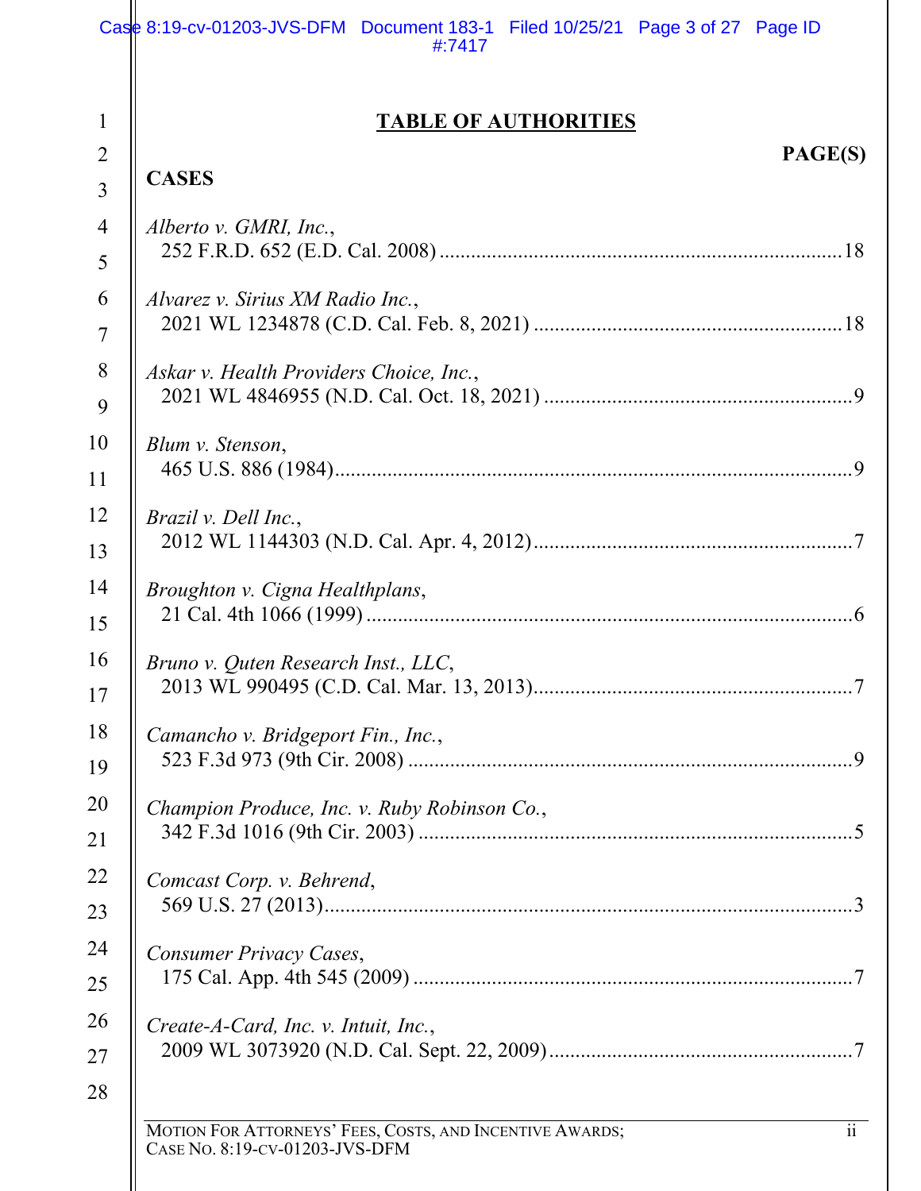## TABLE OF AUTHORITIES

**PAGE(S)**

**CASES**

*Alberto v. GMRI, Inc.*,
252 F.R.D. 652 (E.D. Cal. 2008) ............................................................................18

*Alvarez v. Sirius XM Radio Inc.*,
2021 WL 1234878 (C.D. Cal. Feb. 8, 2021) ..........................................................18

*Askar v. Health Providers Choice, Inc.*,
2021 WL 4846955 (N.D. Cal. Oct. 18, 2021) ..........................................................9

*Blum v. Stenson*,
465 U.S. 886 (1984)..................................................................................................9

*Brazil v. Dell Inc.*,
2012 WL 1144303 (N.D. Cal. Apr. 4, 2012)............................................................7

*Broughton v. Cigna Healthplans*,
21 Cal. 4th 1066 (1999) ............................................................................................6

*Bruno v. Quten Research Inst., LLC*,
2013 WL 990495 (C.D. Cal. Mar. 13, 2013)............................................................7

*Camancho v. Bridgeport Fin., Inc.*,
523 F.3d 973 (9th Cir. 2008) ....................................................................................9

*Champion Produce, Inc. v. Ruby Robinson Co.*,
342 F.3d 1016 (9th Cir. 2003) ..................................................................................5

*Comcast Corp. v. Behrend*,
569 U.S. 27 (2013)....................................................................................................3

*Consumer Privacy Cases*,
175 Cal. App. 4th 545 (2009) ....................................................................................7

*Create-A-Card, Inc. v. Intuit, Inc.*,
2009 WL 3073920 (N.D. Cal. Sept. 22, 2009)..........................................................7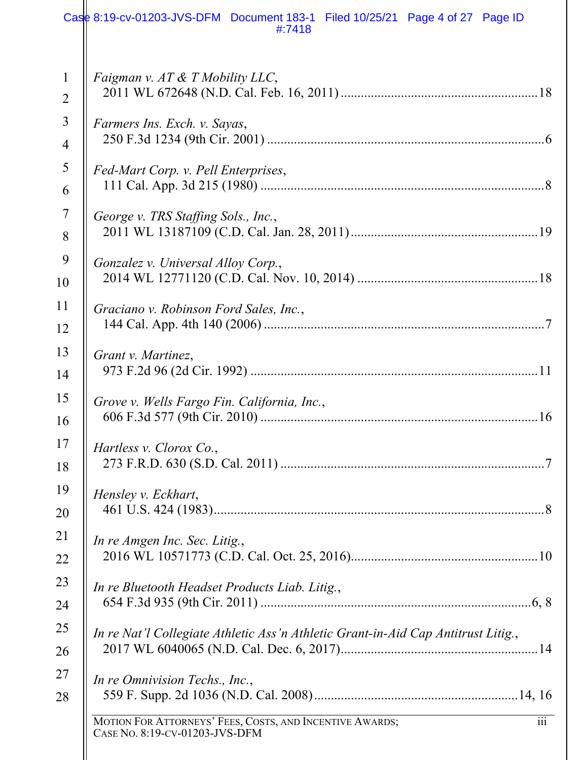*Faigman v. AT & T Mobility LLC*,
2011 WL 672648 (N.D. Cal. Feb. 16, 2011) ............................................................18

*Farmers Ins. Exch. v. Sayas*,
250 F.3d 1234 (9th Cir. 2001) ....................................................................................6

*Fed-Mart Corp. v. Pell Enterprises*,
111 Cal. App. 3d 215 (1980) .......................................................................................8

*George v. TRS Staffing Sols., Inc.*,
2011 WL 13187109 (C.D. Cal. Jan. 28, 2011).........................................................19

*Gonzalez v. Universal Alloy Corp.*,
2014 WL 12771120 (C.D. Cal. Nov. 10, 2014) ........................................................18

*Graciano v. Robinson Ford Sales, Inc.*,
144 Cal. App. 4th 140 (2006) ......................................................................................7

*Grant v. Martinez*,
973 F.2d 96 (2d Cir. 1992) ........................................................................................11

*Grove v. Wells Fargo Fin. California, Inc.*,
606 F.3d 577 (9th Cir. 2010) .....................................................................................16

*Hartless v. Clorox Co.*,
273 F.R.D. 630 (S.D. Cal. 2011) .................................................................................7

*Hensley v. Eckhart*,
461 U.S. 424 (1983).....................................................................................................8

*In re Amgen Inc. Sec. Litig.*,
2016 WL 10571773 (C.D. Cal. Oct. 25, 2016)..........................................................10

*In re Bluetooth Headset Products Liab. Litig.*,
654 F.3d 935 (9th Cir. 2011) ...................................................................................6, 8

*In re Nat'l Collegiate Athletic Ass'n Athletic Grant-in-Aid Cap Antitrust Litig.*,
2017 WL 6040065 (N.D. Cal. Dec. 6, 2017).............................................................14

*In re Omnivision Techs., Inc.*,
559 F. Supp. 2d 1036 (N.D. Cal. 2008)...............................................................14, 16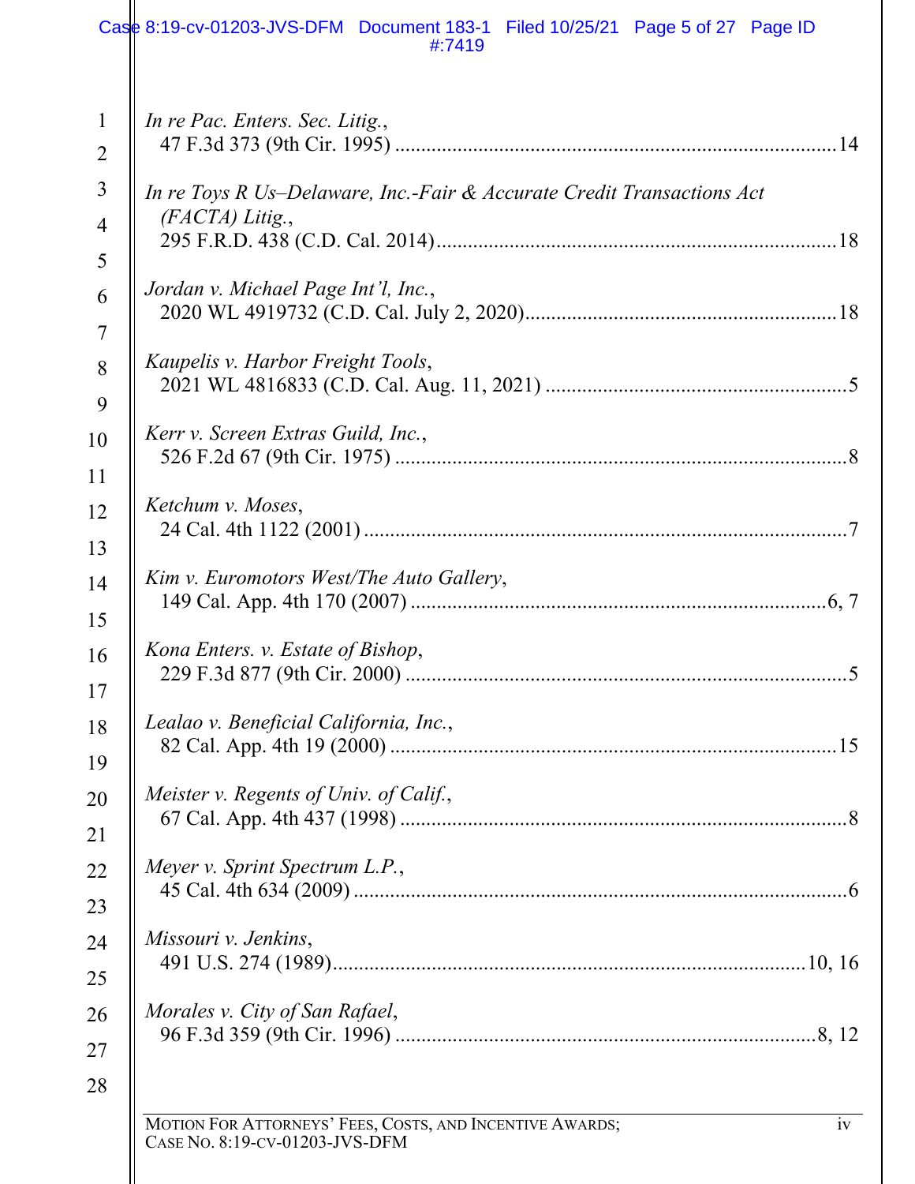*In re Pac. Enters. Sec. Litig.*,
47 F.3d 373 (9th Cir. 1995) .......................................................................................14

*In re Toys R Us–Delaware, Inc.-Fair & Accurate Credit Transactions Act (FACTA) Litig.*,
295 F.R.D. 438 (C.D. Cal. 2014)...............................................................................18

*Jordan v. Michael Page Int'l, Inc.*,
2020 WL 4919732 (C.D. Cal. July 2, 2020)...............................................................18

*Kaupelis v. Harbor Freight Tools*,
2021 WL 4816833 (C.D. Cal. Aug. 11, 2021) .............................................................5

*Kerr v. Screen Extras Guild, Inc.*,
526 F.2d 67 (9th Cir. 1975) ..........................................................................................8

*Ketchum v. Moses*,
24 Cal. 4th 1122 (2001) ................................................................................................7

*Kim v. Euromotors West/The Auto Gallery*,
149 Cal. App. 4th 170 (2007) ...................................................................................6, 7

*Kona Enters. v. Estate of Bishop*,
229 F.3d 877 (9th Cir. 2000) .......................................................................................5

*Lealao v. Beneficial California, Inc.*,
82 Cal. App. 4th 19 (2000) .........................................................................................15

*Meister v. Regents of Univ. of Calif.*,
67 Cal. App. 4th 437 (1998) .........................................................................................8

*Meyer v. Sprint Spectrum L.P.*,
45 Cal. 4th 634 (2009) ..................................................................................................6

*Missouri v. Jenkins*,
491 U.S. 274 (1989)...............................................................................................10, 16

*Morales v. City of San Rafael*,
96 F.3d 359 (9th Cir. 1996) ....................................................................................8, 12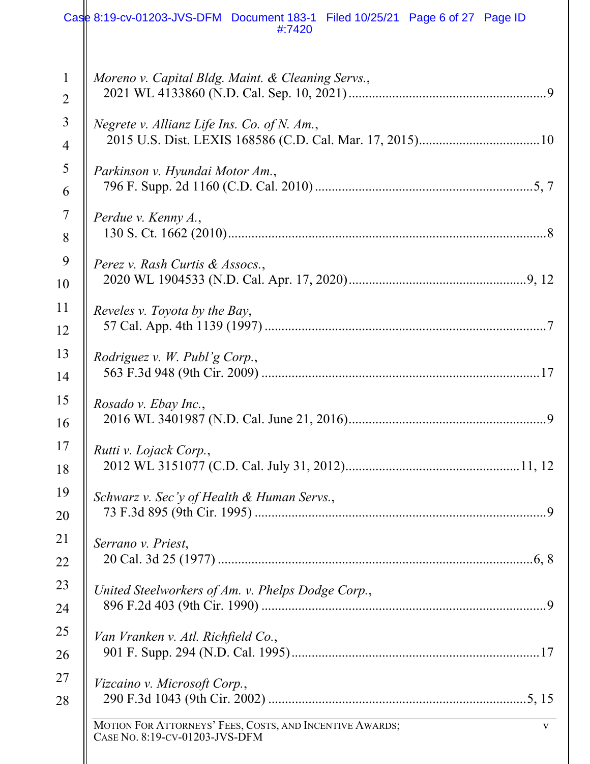*Moreno v. Capital Bldg. Maint. & Cleaning Servs.*,
2021 WL 4133860 (N.D. Cal. Sep. 10, 2021) .......................................................... 9

*Negrete v. Allianz Life Ins. Co. of N. Am.*,
2015 U.S. Dist. LEXIS 168586 (C.D. Cal. Mar. 17, 2015) .................................... 10

*Parkinson v. Hyundai Motor Am.*,
796 F. Supp. 2d 1160 (C.D. Cal. 2010) ............................................................... 5, 7

*Perdue v. Kenny A.*,
130 S. Ct. 1662 (2010) .............................................................................................. 8

*Perez v. Rash Curtis & Assocs.*,
2020 WL 1904533 (N.D. Cal. Apr. 17, 2020) .................................................... 9, 12

*Reveles v. Toyota by the Bay*,
57 Cal. App. 4th 1139 (1997) .................................................................................... 7

*Rodriguez v. W. Publ'g Corp.*,
563 F.3d 948 (9th Cir. 2009) .................................................................................... 17

*Rosado v. Ebay Inc.*,
2016 WL 3401987 (N.D. Cal. June 21, 2016) .......................................................... 9

*Rutti v. Lojack Corp.*,
2012 WL 3151077 (C.D. Cal. July 31, 2012) ................................................... 11, 12

*Schwarz v. Sec'y of Health & Human Servs.*,
73 F.3d 895 (9th Cir. 1995) ........................................................................................ 9

*Serrano v. Priest*,
20 Cal. 3d 25 (1977) .............................................................................................. 6, 8

*United Steelworkers of Am. v. Phelps Dodge Corp.*,
896 F.2d 403 (9th Cir. 1990) ...................................................................................... 9

*Van Vranken v. Atl. Richfield Co.*,
901 F. Supp. 294 (N.D. Cal. 1995) .......................................................................... 17

*Vizcaino v. Microsoft Corp.*,
290 F.3d 1043 (9th Cir. 2002) ............................................................................ 5, 15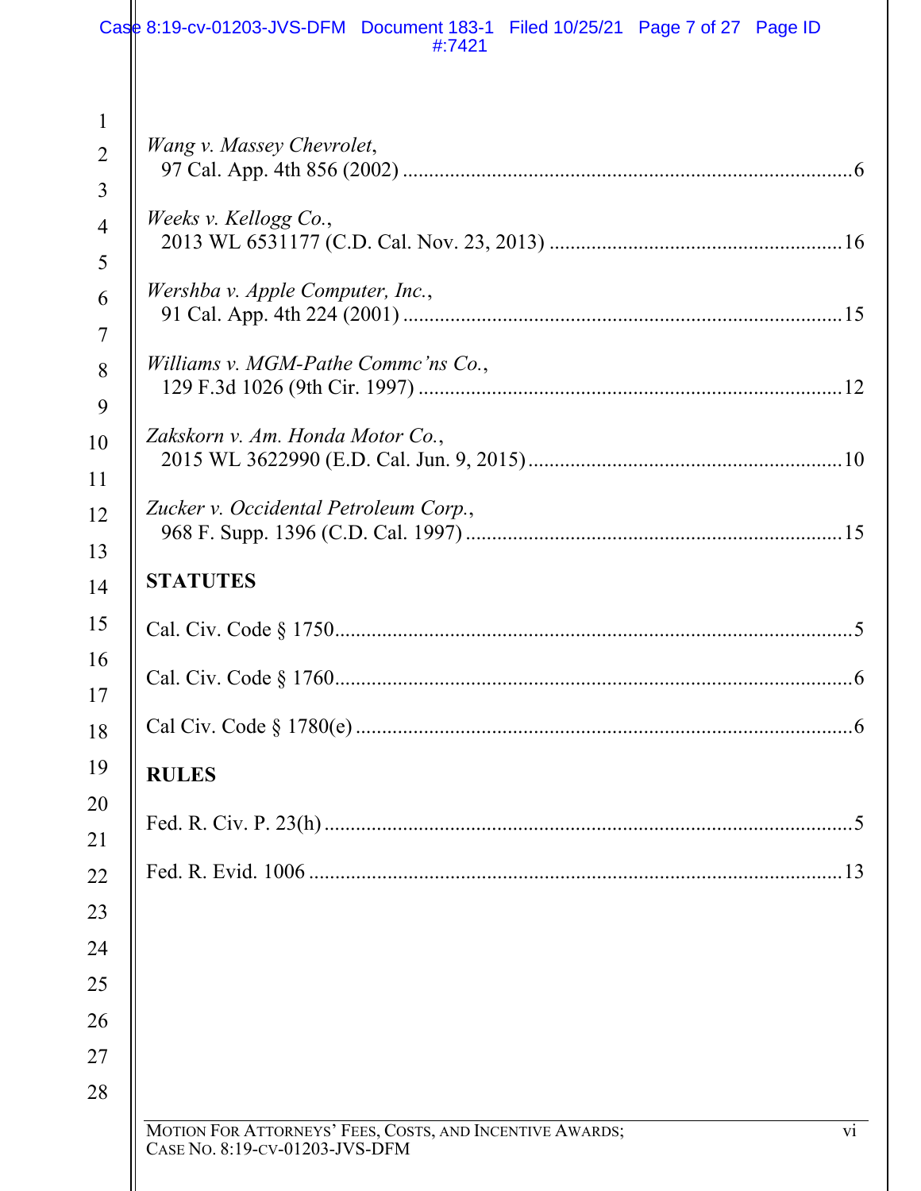*Wang v. Massey Chevrolet*,
97 Cal. App. 4th 856 (2002) ....................................................................................6

*Weeks v. Kellogg Co.*,
2013 WL 6531177 (C.D. Cal. Nov. 23, 2013) ......................................................16

*Wershba v. Apple Computer, Inc.*,
91 Cal. App. 4th 224 (2001) ..................................................................................15

*Williams v. MGM-Pathe Commc'ns Co.*,
129 F.3d 1026 (9th Cir. 1997) ...............................................................................12

*Zakskorn v. Am. Honda Motor Co.*,
2015 WL 3622990 (E.D. Cal. Jun. 9, 2015) ...........................................................10

*Zucker v. Occidental Petroleum Corp.*,
968 F. Supp. 1396 (C.D. Cal. 1997) ......................................................................15

**STATUTES**

Cal. Civ. Code § 1750..................................................................................................5

Cal. Civ. Code § 1760..................................................................................................6

Cal Civ. Code § 1780(e) ..............................................................................................6

**RULES**

Fed. R. Civ. P. 23(h) ....................................................................................................5

Fed. R. Evid. 1006 .....................................................................................................13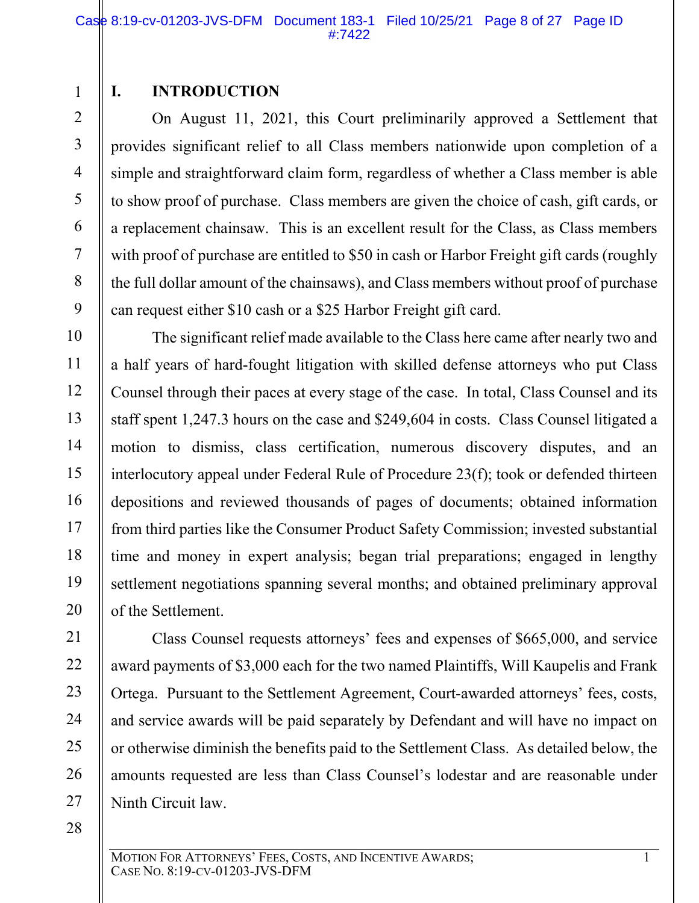## I. INTRODUCTION

On August 11, 2021, this Court preliminarily approved a Settlement that provides significant relief to all Class members nationwide upon completion of a simple and straightforward claim form, regardless of whether a Class member is able to show proof of purchase. Class members are given the choice of cash, gift cards, or a replacement chainsaw. This is an excellent result for the Class, as Class members with proof of purchase are entitled to $50 in cash or Harbor Freight gift cards (roughly the full dollar amount of the chainsaws), and Class members without proof of purchase can request either $10 cash or a $25 Harbor Freight gift card.

The significant relief made available to the Class here came after nearly two and a half years of hard-fought litigation with skilled defense attorneys who put Class Counsel through their paces at every stage of the case. In total, Class Counsel and its staff spent 1,247.3 hours on the case and $249,604 in costs. Class Counsel litigated a motion to dismiss, class certification, numerous discovery disputes, and an interlocutory appeal under Federal Rule of Procedure 23(f); took or defended thirteen depositions and reviewed thousands of pages of documents; obtained information from third parties like the Consumer Product Safety Commission; invested substantial time and money in expert analysis; began trial preparations; engaged in lengthy settlement negotiations spanning several months; and obtained preliminary approval of the Settlement.

Class Counsel requests attorneys' fees and expenses of $665,000, and service award payments of $3,000 each for the two named Plaintiffs, Will Kaupelis and Frank Ortega. Pursuant to the Settlement Agreement, Court-awarded attorneys' fees, costs, and service awards will be paid separately by Defendant and will have no impact on or otherwise diminish the benefits paid to the Settlement Class. As detailed below, the amounts requested are less than Class Counsel's lodestar and are reasonable under Ninth Circuit law.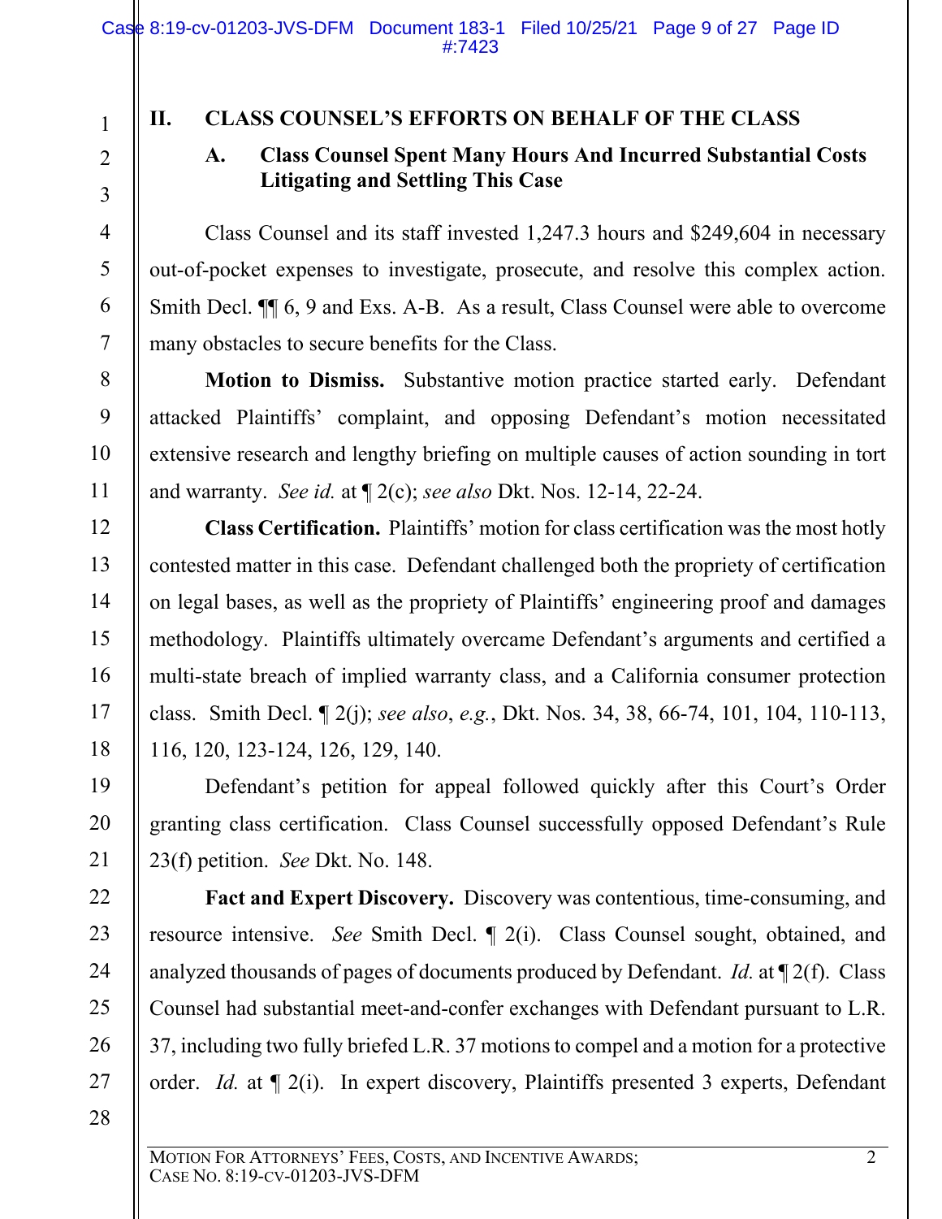## II. CLASS COUNSEL'S EFFORTS ON BEHALF OF THE CLASS

### A. Class Counsel Spent Many Hours And Incurred Substantial Costs Litigating and Settling This Case

Class Counsel and its staff invested 1,247.3 hours and $249,604 in necessary out-of-pocket expenses to investigate, prosecute, and resolve this complex action. Smith Decl. ¶¶ 6, 9 and Exs. A-B. As a result, Class Counsel were able to overcome many obstacles to secure benefits for the Class.

**Motion to Dismiss.** Substantive motion practice started early. Defendant attacked Plaintiffs' complaint, and opposing Defendant's motion necessitated extensive research and lengthy briefing on multiple causes of action sounding in tort and warranty. *See id.* at ¶ 2(c); *see also* Dkt. Nos. 12-14, 22-24.

**Class Certification.** Plaintiffs' motion for class certification was the most hotly contested matter in this case. Defendant challenged both the propriety of certification on legal bases, as well as the propriety of Plaintiffs' engineering proof and damages methodology. Plaintiffs ultimately overcame Defendant's arguments and certified a multi-state breach of implied warranty class, and a California consumer protection class. Smith Decl. ¶ 2(j); *see also*, *e.g.*, Dkt. Nos. 34, 38, 66-74, 101, 104, 110-113, 116, 120, 123-124, 126, 129, 140.

Defendant's petition for appeal followed quickly after this Court's Order granting class certification. Class Counsel successfully opposed Defendant's Rule 23(f) petition. *See* Dkt. No. 148.

**Fact and Expert Discovery.** Discovery was contentious, time-consuming, and resource intensive. *See* Smith Decl. ¶ 2(i). Class Counsel sought, obtained, and analyzed thousands of pages of documents produced by Defendant. *Id.* at ¶ 2(f). Class Counsel had substantial meet-and-confer exchanges with Defendant pursuant to L.R. 37, including two fully briefed L.R. 37 motions to compel and a motion for a protective order. *Id.* at ¶ 2(i). In expert discovery, Plaintiffs presented 3 experts, Defendant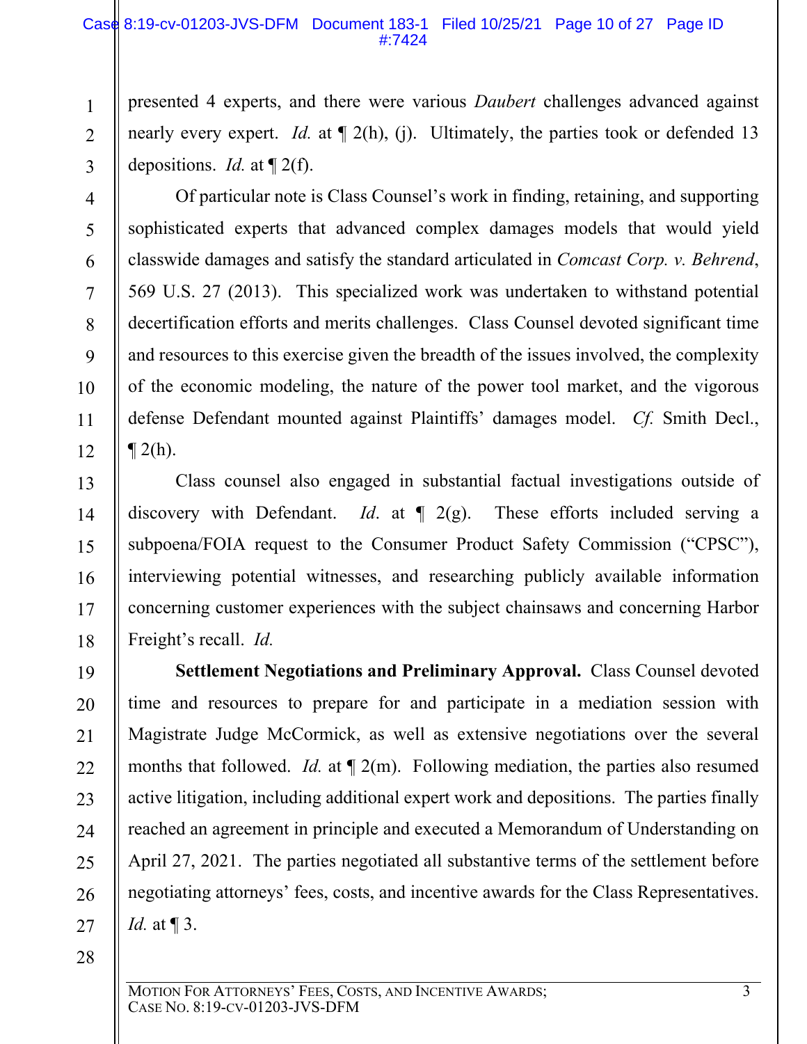presented 4 experts, and there were various *Daubert* challenges advanced against nearly every expert. *Id.* at ¶ 2(h), (j). Ultimately, the parties took or defended 13 depositions. *Id.* at ¶ 2(f).

Of particular note is Class Counsel's work in finding, retaining, and supporting sophisticated experts that advanced complex damages models that would yield classwide damages and satisfy the standard articulated in *Comcast Corp. v. Behrend*, 569 U.S. 27 (2013). This specialized work was undertaken to withstand potential decertification efforts and merits challenges. Class Counsel devoted significant time and resources to this exercise given the breadth of the issues involved, the complexity of the economic modeling, the nature of the power tool market, and the vigorous defense Defendant mounted against Plaintiffs' damages model. *Cf.* Smith Decl., ¶ 2(h).

Class counsel also engaged in substantial factual investigations outside of discovery with Defendant. *Id*. at ¶ 2(g). These efforts included serving a subpoena/FOIA request to the Consumer Product Safety Commission ("CPSC"), interviewing potential witnesses, and researching publicly available information concerning customer experiences with the subject chainsaws and concerning Harbor Freight's recall. *Id.*

**Settlement Negotiations and Preliminary Approval.** Class Counsel devoted time and resources to prepare for and participate in a mediation session with Magistrate Judge McCormick, as well as extensive negotiations over the several months that followed. *Id.* at ¶ 2(m). Following mediation, the parties also resumed active litigation, including additional expert work and depositions. The parties finally reached an agreement in principle and executed a Memorandum of Understanding on April 27, 2021. The parties negotiated all substantive terms of the settlement before negotiating attorneys' fees, costs, and incentive awards for the Class Representatives. *Id.* at ¶ 3.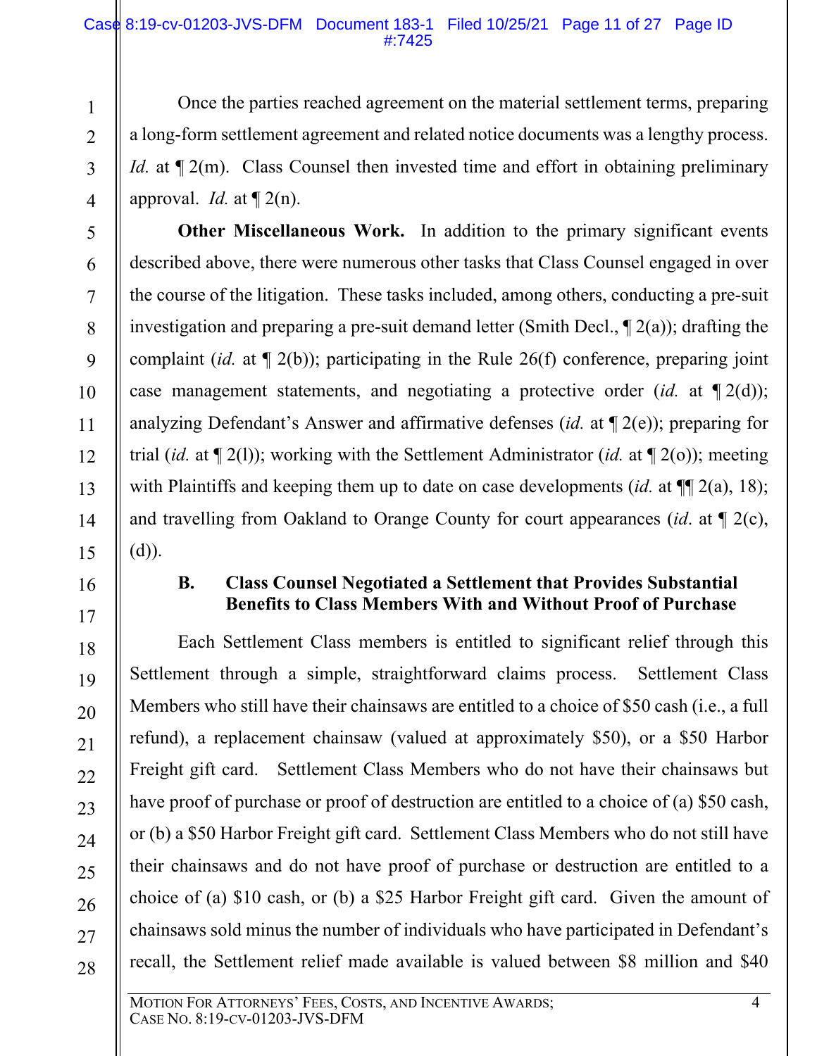Once the parties reached agreement on the material settlement terms, preparing a long-form settlement agreement and related notice documents was a lengthy process. *Id.* at ¶ 2(m). Class Counsel then invested time and effort in obtaining preliminary approval. *Id.* at ¶ 2(n).

**Other Miscellaneous Work.** In addition to the primary significant events described above, there were numerous other tasks that Class Counsel engaged in over the course of the litigation. These tasks included, among others, conducting a pre-suit investigation and preparing a pre-suit demand letter (Smith Decl., ¶ 2(a)); drafting the complaint (*id.* at ¶ 2(b)); participating in the Rule 26(f) conference, preparing joint case management statements, and negotiating a protective order (*id.* at ¶ 2(d)); analyzing Defendant's Answer and affirmative defenses (*id.* at ¶ 2(e)); preparing for trial (*id.* at ¶ 2(l)); working with the Settlement Administrator (*id.* at ¶ 2(o)); meeting with Plaintiffs and keeping them up to date on case developments (*id.* at ¶¶ 2(a), 18); and travelling from Oakland to Orange County for court appearances (*id*. at ¶ 2(c), (d)).

### B. Class Counsel Negotiated a Settlement that Provides Substantial Benefits to Class Members With and Without Proof of Purchase

Each Settlement Class members is entitled to significant relief through this Settlement through a simple, straightforward claims process. Settlement Class Members who still have their chainsaws are entitled to a choice of $50 cash (i.e., a full refund), a replacement chainsaw (valued at approximately $50), or a $50 Harbor Freight gift card. Settlement Class Members who do not have their chainsaws but have proof of purchase or proof of destruction are entitled to a choice of (a) $50 cash, or (b) a $50 Harbor Freight gift card. Settlement Class Members who do not still have their chainsaws and do not have proof of purchase or destruction are entitled to a choice of (a) $10 cash, or (b) a $25 Harbor Freight gift card. Given the amount of chainsaws sold minus the number of individuals who have participated in Defendant's recall, the Settlement relief made available is valued between $8 million and $40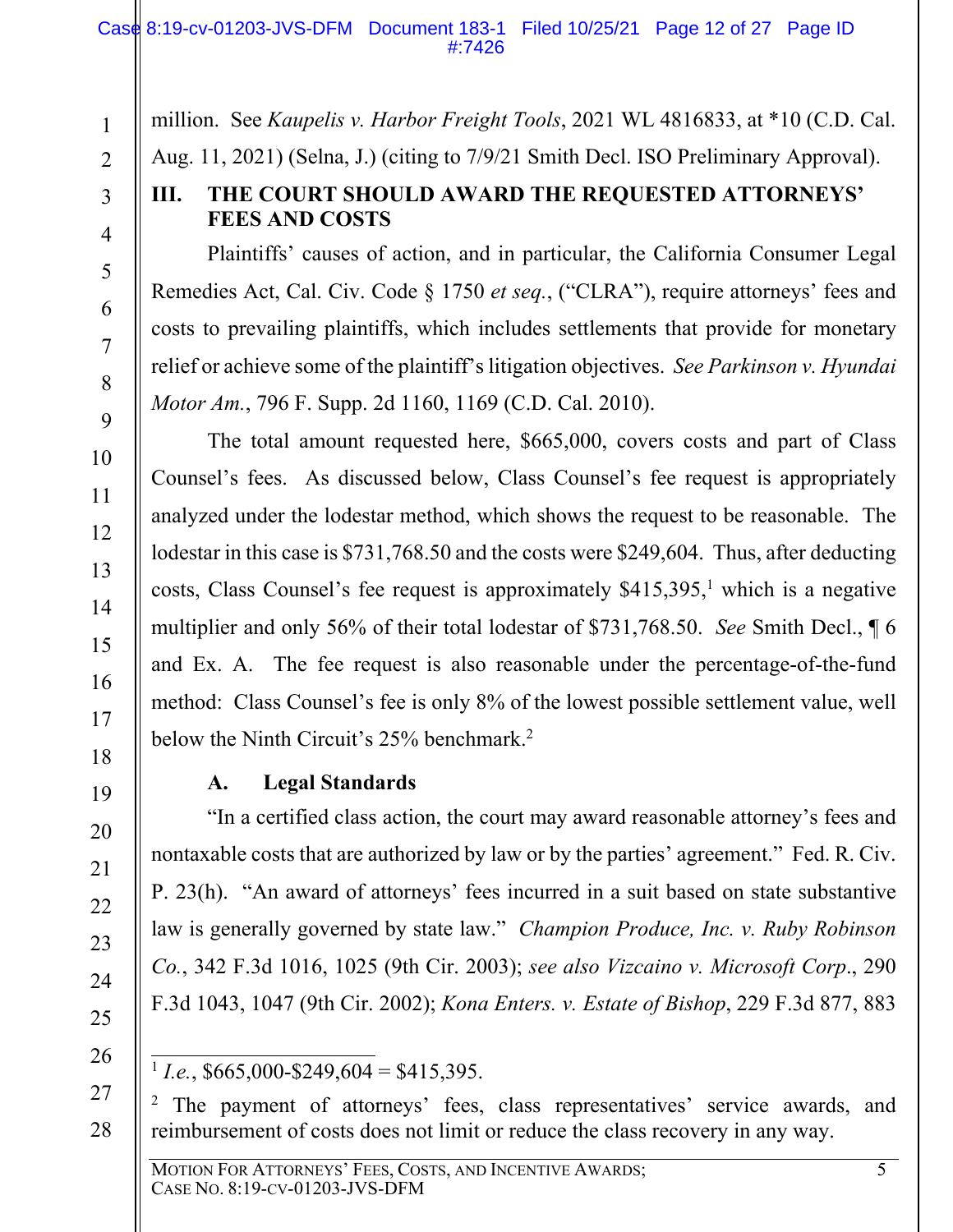million. See *Kaupelis v. Harbor Freight Tools*, 2021 WL 4816833, at *10 (C.D. Cal. Aug. 11, 2021) (Selna, J.) (citing to 7/9/21 Smith Decl. ISO Preliminary Approval).

## III. THE COURT SHOULD AWARD THE REQUESTED ATTORNEYS' FEES AND COSTS

Plaintiffs' causes of action, and in particular, the California Consumer Legal Remedies Act, Cal. Civ. Code § 1750 *et seq.*, ("CLRA"), require attorneys' fees and costs to prevailing plaintiffs, which includes settlements that provide for monetary relief or achieve some of the plaintiff's litigation objectives. *See Parkinson v. Hyundai Motor Am.*, 796 F. Supp. 2d 1160, 1169 (C.D. Cal. 2010).

The total amount requested here, $665,000, covers costs and part of Class Counsel's fees. As discussed below, Class Counsel's fee request is appropriately analyzed under the lodestar method, which shows the request to be reasonable. The lodestar in this case is $731,768.50 and the costs were $249,604. Thus, after deducting costs, Class Counsel's fee request is approximately $415,395,[1] which is a negative multiplier and only 56% of their total lodestar of $731,768.50. *See* Smith Decl., ¶ 6 and Ex. A. The fee request is also reasonable under the percentage-of-the-fund method: Class Counsel's fee is only 8% of the lowest possible settlement value, well below the Ninth Circuit's 25% benchmark.[2]

### A. Legal Standards

"In a certified class action, the court may award reasonable attorney's fees and nontaxable costs that are authorized by law or by the parties' agreement." Fed. R. Civ. P. 23(h). "An award of attorneys' fees incurred in a suit based on state substantive law is generally governed by state law." *Champion Produce, Inc. v. Ruby Robinson Co.*, 342 F.3d 1016, 1025 (9th Cir. 2003); *see also Vizcaino v. Microsoft Corp.*, 290 F.3d 1043, 1047 (9th Cir. 2002); *Kona Enters. v. Estate of Bishop*, 229 F.3d 877, 883

---

[1] *I.e.*, $665,000-$249,604 = $415,395.

[2] The payment of attorneys' fees, class representatives' service awards, and reimbursement of costs does not limit or reduce the class recovery in any way.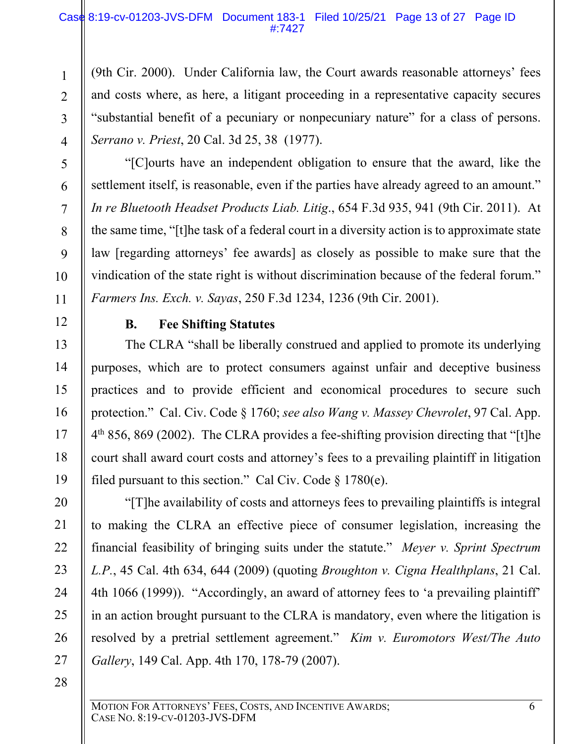(9th Cir. 2000). Under California law, the Court awards reasonable attorneys' fees and costs where, as here, a litigant proceeding in a representative capacity secures "substantial benefit of a pecuniary or nonpecuniary nature" for a class of persons. *Serrano v. Priest*, 20 Cal. 3d 25, 38 (1977).

"[C]ourts have an independent obligation to ensure that the award, like the settlement itself, is reasonable, even if the parties have already agreed to an amount." *In re Bluetooth Headset Products Liab. Litig*., 654 F.3d 935, 941 (9th Cir. 2011). At the same time, "[t]he task of a federal court in a diversity action is to approximate state law [regarding attorneys' fee awards] as closely as possible to make sure that the vindication of the state right is without discrimination because of the federal forum." *Farmers Ins. Exch. v. Sayas*, 250 F.3d 1234, 1236 (9th Cir. 2001).

### B. Fee Shifting Statutes

The CLRA "shall be liberally construed and applied to promote its underlying purposes, which are to protect consumers against unfair and deceptive business practices and to provide efficient and economical procedures to secure such protection." Cal. Civ. Code § 1760; *see also Wang v. Massey Chevrolet*, 97 Cal. App. 4th 856, 869 (2002). The CLRA provides a fee-shifting provision directing that "[t]he court shall award court costs and attorney's fees to a prevailing plaintiff in litigation filed pursuant to this section." Cal Civ. Code § 1780(e).

"[T]he availability of costs and attorneys fees to prevailing plaintiffs is integral to making the CLRA an effective piece of consumer legislation, increasing the financial feasibility of bringing suits under the statute." *Meyer v. Sprint Spectrum L.P.*, 45 Cal. 4th 634, 644 (2009) (quoting *Broughton v. Cigna Healthplans*, 21 Cal. 4th 1066 (1999)). "Accordingly, an award of attorney fees to 'a prevailing plaintiff' in an action brought pursuant to the CLRA is mandatory, even where the litigation is resolved by a pretrial settlement agreement." *Kim v. Euromotors West/The Auto Gallery*, 149 Cal. App. 4th 170, 178-79 (2007).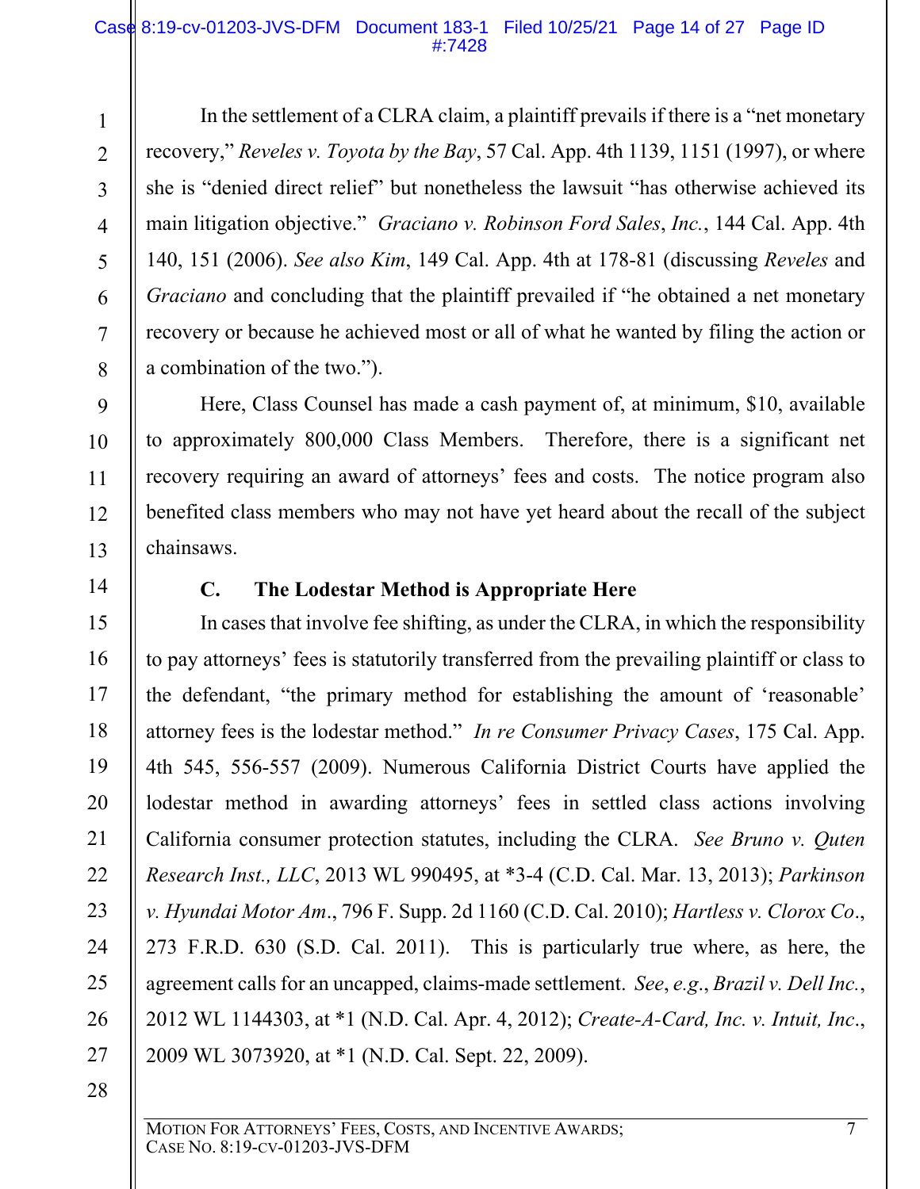In the settlement of a CLRA claim, a plaintiff prevails if there is a "net monetary recovery," *Reveles v. Toyota by the Bay*, 57 Cal. App. 4th 1139, 1151 (1997), or where she is "denied direct relief" but nonetheless the lawsuit "has otherwise achieved its main litigation objective." *Graciano v. Robinson Ford Sales*, *Inc.*, 144 Cal. App. 4th 140, 151 (2006). *See also Kim*, 149 Cal. App. 4th at 178-81 (discussing *Reveles* and *Graciano* and concluding that the plaintiff prevailed if "he obtained a net monetary recovery or because he achieved most or all of what he wanted by filing the action or a combination of the two.").

Here, Class Counsel has made a cash payment of, at minimum, $10, available to approximately 800,000 Class Members. Therefore, there is a significant net recovery requiring an award of attorneys' fees and costs. The notice program also benefited class members who may not have yet heard about the recall of the subject chainsaws.

### C. The Lodestar Method is Appropriate Here

In cases that involve fee shifting, as under the CLRA, in which the responsibility to pay attorneys' fees is statutorily transferred from the prevailing plaintiff or class to the defendant, "the primary method for establishing the amount of 'reasonable' attorney fees is the lodestar method." *In re Consumer Privacy Cases*, 175 Cal. App. 4th 545, 556-557 (2009). Numerous California District Courts have applied the lodestar method in awarding attorneys' fees in settled class actions involving California consumer protection statutes, including the CLRA. *See Bruno v. Quten Research Inst., LLC*, 2013 WL 990495, at *3-4 (C.D. Cal. Mar. 13, 2013); *Parkinson v. Hyundai Motor Am*., 796 F. Supp. 2d 1160 (C.D. Cal. 2010); *Hartless v. Clorox Co*., 273 F.R.D. 630 (S.D. Cal. 2011). This is particularly true where, as here, the agreement calls for an uncapped, claims-made settlement. *See*, *e.g*., *Brazil v. Dell Inc.*, 2012 WL 1144303, at *1 (N.D. Cal. Apr. 4, 2012); *Create-A-Card, Inc. v. Intuit, Inc*., 2009 WL 3073920, at *1 (N.D. Cal. Sept. 22, 2009).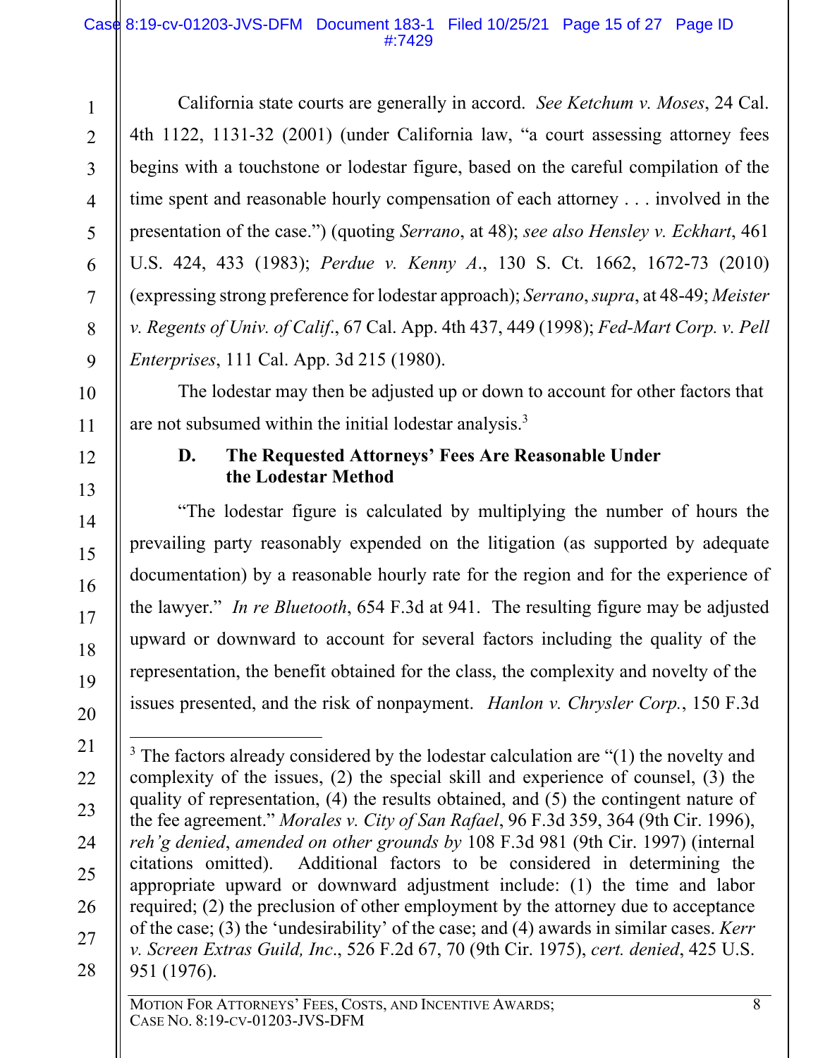California state courts are generally in accord. *See Ketchum v. Moses*, 24 Cal. 4th 1122, 1131-32 (2001) (under California law, "a court assessing attorney fees begins with a touchstone or lodestar figure, based on the careful compilation of the time spent and reasonable hourly compensation of each attorney . . . involved in the presentation of the case.") (quoting *Serrano*, at 48); *see also Hensley v. Eckhart*, 461 U.S. 424, 433 (1983); *Perdue v. Kenny A.*, 130 S. Ct. 1662, 1672-73 (2010) (expressing strong preference for lodestar approach); *Serrano*, *supra*, at 48-49; *Meister v. Regents of Univ. of Calif.*, 67 Cal. App. 4th 437, 449 (1998); *Fed-Mart Corp. v. Pell Enterprises*, 111 Cal. App. 3d 215 (1980).

The lodestar may then be adjusted up or down to account for other factors that are not subsumed within the initial lodestar analysis.[3]

### D. The Requested Attorneys' Fees Are Reasonable Under the Lodestar Method

"The lodestar figure is calculated by multiplying the number of hours the prevailing party reasonably expended on the litigation (as supported by adequate documentation) by a reasonable hourly rate for the region and for the experience of the lawyer." *In re Bluetooth*, 654 F.3d at 941. The resulting figure may be adjusted upward or downward to account for several factors including the quality of the representation, the benefit obtained for the class, the complexity and novelty of the issues presented, and the risk of nonpayment. *Hanlon v. Chrysler Corp.*, 150 F.3d

---

[3] The factors already considered by the lodestar calculation are "(1) the novelty and complexity of the issues, (2) the special skill and experience of counsel, (3) the quality of representation, (4) the results obtained, and (5) the contingent nature of the fee agreement." *Morales v. City of San Rafael*, 96 F.3d 359, 364 (9th Cir. 1996), *reh'g denied*, *amended on other grounds by* 108 F.3d 981 (9th Cir. 1997) (internal citations omitted). Additional factors to be considered in determining the appropriate upward or downward adjustment include: (1) the time and labor required; (2) the preclusion of other employment by the attorney due to acceptance of the case; (3) the 'undesirability' of the case; and (4) awards in similar cases. *Kerr v. Screen Extras Guild, Inc.*, 526 F.2d 67, 70 (9th Cir. 1975), *cert. denied*, 425 U.S. 951 (1976).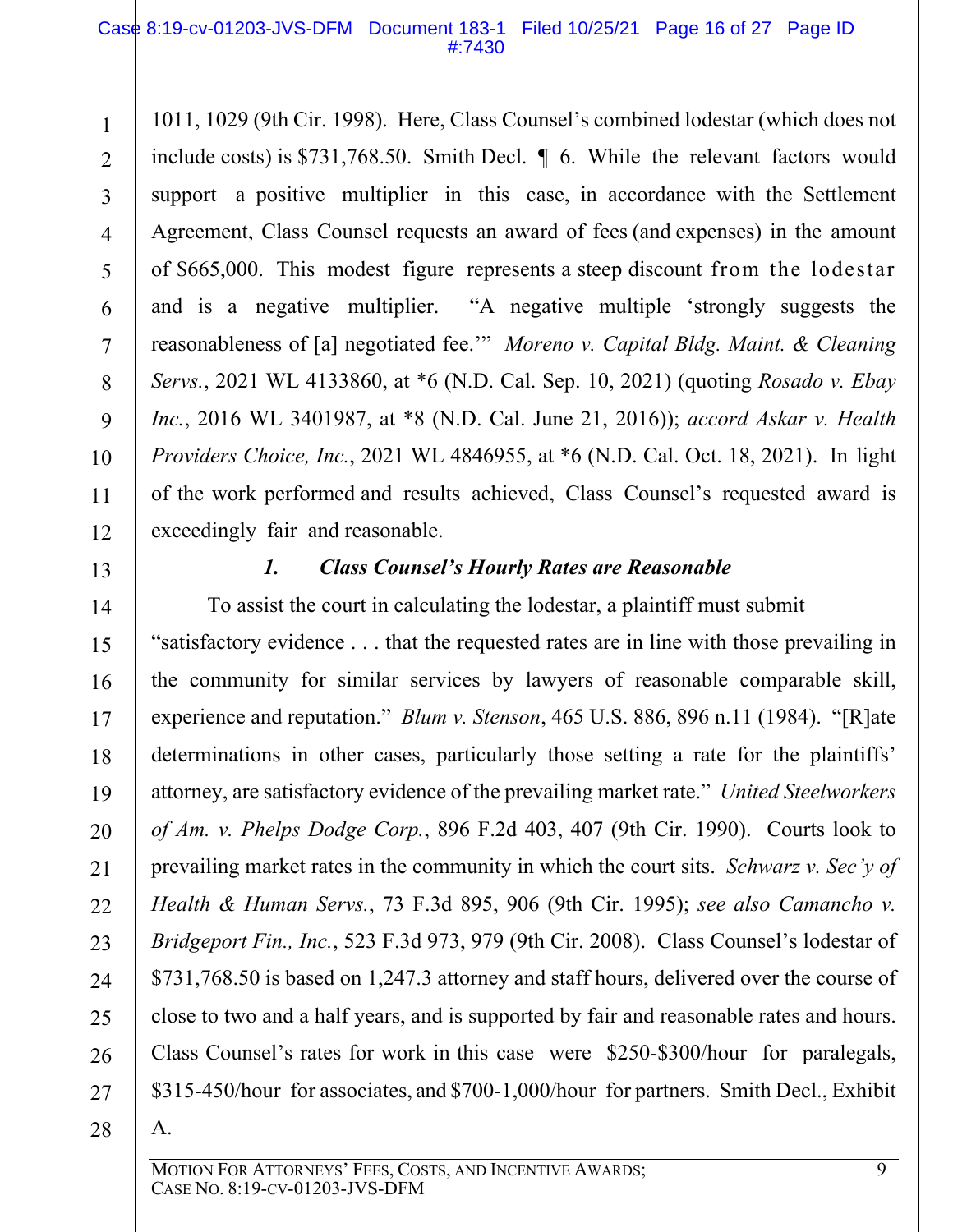1011, 1029 (9th Cir. 1998). Here, Class Counsel's combined lodestar (which does not include costs) is $731,768.50. Smith Decl. ¶ 6. While the relevant factors would support a positive multiplier in this case, in accordance with the Settlement Agreement, Class Counsel requests an award of fees (and expenses) in the amount of $665,000. This modest figure represents a steep discount from the lodestar and is a negative multiplier. "A negative multiple 'strongly suggests the reasonableness of [a] negotiated fee.'" *Moreno v. Capital Bldg. Maint. & Cleaning Servs.*, 2021 WL 4133860, at *6 (N.D. Cal. Sep. 10, 2021) (quoting *Rosado v. Ebay Inc.*, 2016 WL 3401987, at *8 (N.D. Cal. June 21, 2016)); *accord Askar v. Health Providers Choice, Inc.*, 2021 WL 4846955, at *6 (N.D. Cal. Oct. 18, 2021). In light of the work performed and results achieved, Class Counsel's requested award is exceedingly fair and reasonable.

### ***1. Class Counsel's Hourly Rates are Reasonable***

To assist the court in calculating the lodestar, a plaintiff must submit "satisfactory evidence . . . that the requested rates are in line with those prevailing in the community for similar services by lawyers of reasonable comparable skill, experience and reputation." *Blum v. Stenson*, 465 U.S. 886, 896 n.11 (1984). "[R]ate determinations in other cases, particularly those setting a rate for the plaintiffs' attorney, are satisfactory evidence of the prevailing market rate." *United Steelworkers of Am. v. Phelps Dodge Corp.*, 896 F.2d 403, 407 (9th Cir. 1990). Courts look to prevailing market rates in the community in which the court sits. *Schwarz v. Sec'y of Health & Human Servs.*, 73 F.3d 895, 906 (9th Cir. 1995); *see also Camancho v. Bridgeport Fin., Inc.*, 523 F.3d 973, 979 (9th Cir. 2008). Class Counsel's lodestar of $731,768.50 is based on 1,247.3 attorney and staff hours, delivered over the course of close to two and a half years, and is supported by fair and reasonable rates and hours. Class Counsel's rates for work in this case were $250-$300/hour for paralegals, $315-450/hour for associates, and $700-1,000/hour for partners. Smith Decl., Exhibit A.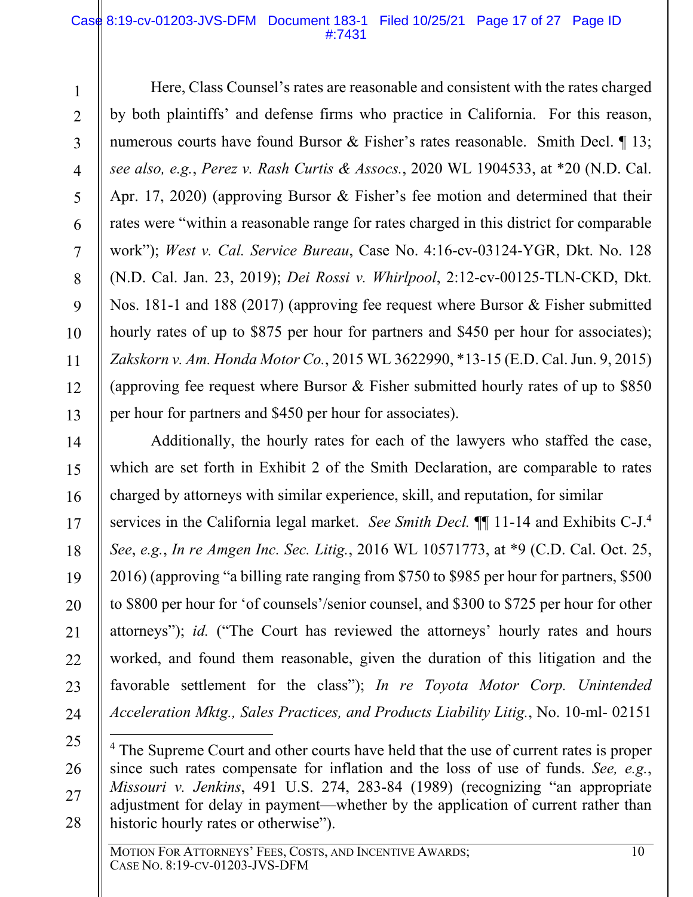Here, Class Counsel's rates are reasonable and consistent with the rates charged by both plaintiffs' and defense firms who practice in California. For this reason, numerous courts have found Bursor & Fisher's rates reasonable. Smith Decl. ¶ 13; *see also, e.g.*, *Perez v. Rash Curtis & Assocs.*, 2020 WL 1904533, at *20 (N.D. Cal. Apr. 17, 2020) (approving Bursor & Fisher's fee motion and determined that their rates were "within a reasonable range for rates charged in this district for comparable work"); *West v. Cal. Service Bureau*, Case No. 4:16-cv-03124-YGR, Dkt. No. 128 (N.D. Cal. Jan. 23, 2019); *Dei Rossi v. Whirlpool*, 2:12-cv-00125-TLN-CKD, Dkt. Nos. 181-1 and 188 (2017) (approving fee request where Bursor & Fisher submitted hourly rates of up to $875 per hour for partners and $450 per hour for associates); *Zakskorn v. Am. Honda Motor Co.*, 2015 WL 3622990, *13-15 (E.D. Cal. Jun. 9, 2015) (approving fee request where Bursor & Fisher submitted hourly rates of up to $850 per hour for partners and $450 per hour for associates).

Additionally, the hourly rates for each of the lawyers who staffed the case, which are set forth in Exhibit 2 of the Smith Declaration, are comparable to rates charged by attorneys with similar experience, skill, and reputation, for similar services in the California legal market. *See Smith Decl.* ¶¶ 11-14 and Exhibits C-J.[4] *See*, *e.g.*, *In re Amgen Inc. Sec. Litig.*, 2016 WL 10571773, at *9 (C.D. Cal. Oct. 25, 2016) (approving "a billing rate ranging from $750 to $985 per hour for partners, $500 to $800 per hour for 'of counsels'/senior counsel, and $300 to $725 per hour for other attorneys"); *id.* ("The Court has reviewed the attorneys' hourly rates and hours worked, and found them reasonable, given the duration of this litigation and the favorable settlement for the class"); *In re Toyota Motor Corp. Unintended Acceleration Mktg., Sales Practices, and Products Liability Litig.*, No. 10-ml- 02151

---

[4] The Supreme Court and other courts have held that the use of current rates is proper since such rates compensate for inflation and the loss of use of funds. *See, e.g.*, *Missouri v. Jenkins*, 491 U.S. 274, 283-84 (1989) (recognizing "an appropriate adjustment for delay in payment—whether by the application of current rather than historic hourly rates or otherwise").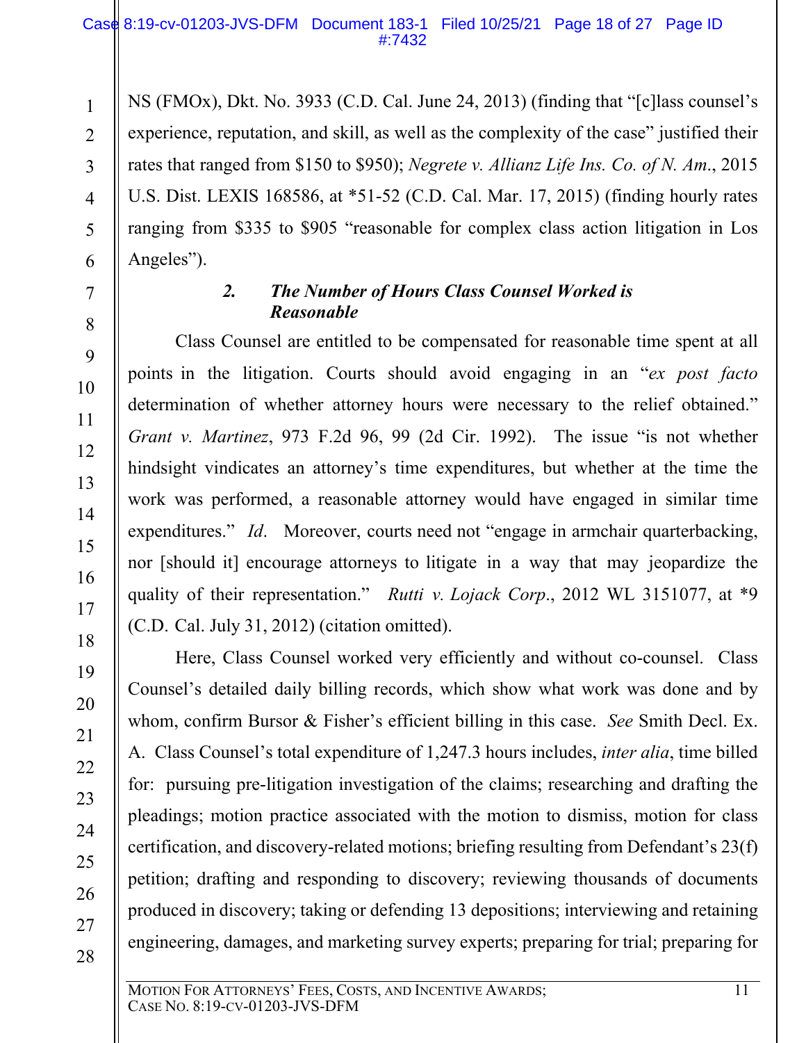NS (FMOx), Dkt. No. 3933 (C.D. Cal. June 24, 2013) (finding that "[c]lass counsel's experience, reputation, and skill, as well as the complexity of the case" justified their rates that ranged from $150 to $950); *Negrete v. Allianz Life Ins. Co. of N. Am*., 2015 U.S. Dist. LEXIS 168586, at *51-52 (C.D. Cal. Mar. 17, 2015) (finding hourly rates ranging from $335 to $905 "reasonable for complex class action litigation in Los Angeles").

### ***2. The Number of Hours Class Counsel Worked is Reasonable***

Class Counsel are entitled to be compensated for reasonable time spent at all points in the litigation. Courts should avoid engaging in an "*ex post facto* determination of whether attorney hours were necessary to the relief obtained." *Grant v. Martinez*, 973 F.2d 96, 99 (2d Cir. 1992). The issue "is not whether hindsight vindicates an attorney's time expenditures, but whether at the time the work was performed, a reasonable attorney would have engaged in similar time expenditures." *Id*. Moreover, courts need not "engage in armchair quarterbacking, nor [should it] encourage attorneys to litigate in a way that may jeopardize the quality of their representation." *Rutti v. Lojack Corp*., 2012 WL 3151077, at *9 (C.D. Cal. July 31, 2012) (citation omitted).

Here, Class Counsel worked very efficiently and without co-counsel. Class Counsel's detailed daily billing records, which show what work was done and by whom, confirm Bursor & Fisher's efficient billing in this case. *See* Smith Decl. Ex. A. Class Counsel's total expenditure of 1,247.3 hours includes, *inter alia*, time billed for: pursuing pre-litigation investigation of the claims; researching and drafting the pleadings; motion practice associated with the motion to dismiss, motion for class certification, and discovery-related motions; briefing resulting from Defendant's 23(f) petition; drafting and responding to discovery; reviewing thousands of documents produced in discovery; taking or defending 13 depositions; interviewing and retaining engineering, damages, and marketing survey experts; preparing for trial; preparing for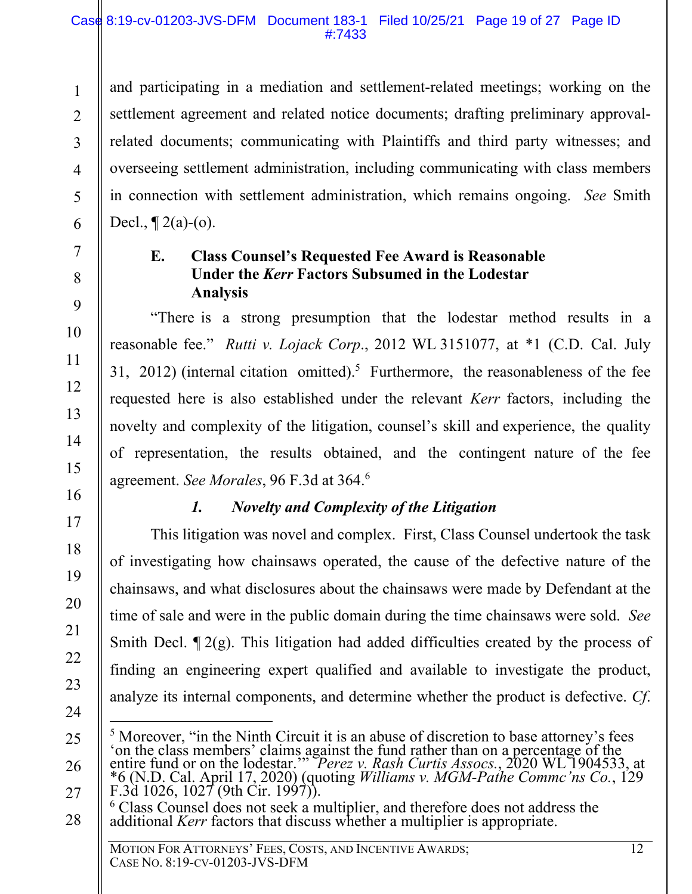and participating in a mediation and settlement-related meetings; working on the settlement agreement and related notice documents; drafting preliminary approval-related documents; communicating with Plaintiffs and third party witnesses; and overseeing settlement administration, including communicating with class members in connection with settlement administration, which remains ongoing. *See* Smith Decl., ¶ 2(a)-(o).

### E. Class Counsel's Requested Fee Award is Reasonable Under the *Kerr* Factors Subsumed in the Lodestar Analysis

"There is a strong presumption that the lodestar method results in a reasonable fee." *Rutti v. Lojack Corp.*, 2012 WL 3151077, at \*1 (C.D. Cal. July 31, 2012) (internal citation omitted).[5] Furthermore, the reasonableness of the fee requested here is also established under the relevant *Kerr* factors, including the novelty and complexity of the litigation, counsel's skill and experience, the quality of representation, the results obtained, and the contingent nature of the fee agreement. *See Morales*, 96 F.3d at 364.[6]

#### *1. Novelty and Complexity of the Litigation*

This litigation was novel and complex. First, Class Counsel undertook the task of investigating how chainsaws operated, the cause of the defective nature of the chainsaws, and what disclosures about the chainsaws were made by Defendant at the time of sale and were in the public domain during the time chainsaws were sold. *See* Smith Decl. ¶ 2(g). This litigation had added difficulties created by the process of finding an engineering expert qualified and available to investigate the product, analyze its internal components, and determine whether the product is defective. *Cf.*

---

[5] Moreover, "in the Ninth Circuit it is an abuse of discretion to base attorney's fees 'on the class members' claims against the fund rather than on a percentage of the entire fund or on the lodestar.'" *Perez v. Rash Curtis Assocs.*, 2020 WL 1904533, at \*6 (N.D. Cal. April 17, 2020) (quoting *Williams v. MGM-Pathe Commc'ns Co.*, 129 F.3d 1026, 1027 (9th Cir. 1997)).

[6] Class Counsel does not seek a multiplier, and therefore does not address the additional *Kerr* factors that discuss whether a multiplier is appropriate.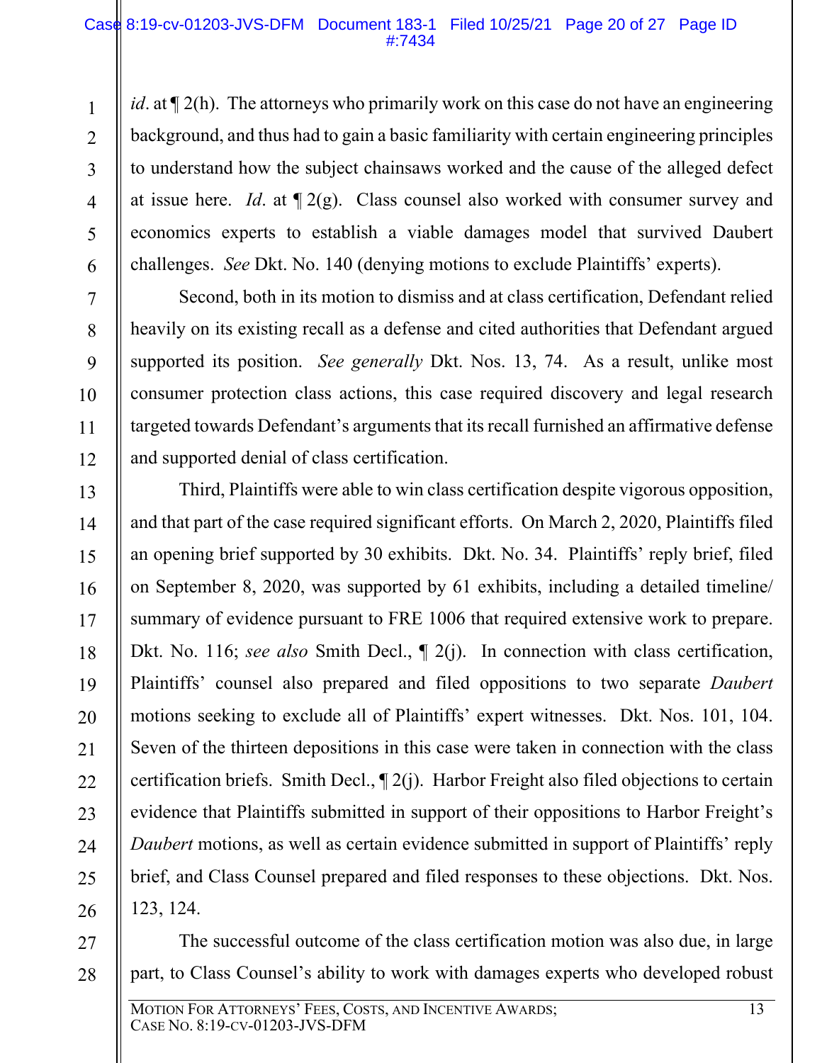*id*. at ¶ 2(h). The attorneys who primarily work on this case do not have an engineering background, and thus had to gain a basic familiarity with certain engineering principles to understand how the subject chainsaws worked and the cause of the alleged defect at issue here. *Id*. at ¶ 2(g). Class counsel also worked with consumer survey and economics experts to establish a viable damages model that survived Daubert challenges. *See* Dkt. No. 140 (denying motions to exclude Plaintiffs' experts).

Second, both in its motion to dismiss and at class certification, Defendant relied heavily on its existing recall as a defense and cited authorities that Defendant argued supported its position. *See generally* Dkt. Nos. 13, 74. As a result, unlike most consumer protection class actions, this case required discovery and legal research targeted towards Defendant's arguments that its recall furnished an affirmative defense and supported denial of class certification.

Third, Plaintiffs were able to win class certification despite vigorous opposition, and that part of the case required significant efforts. On March 2, 2020, Plaintiffs filed an opening brief supported by 30 exhibits. Dkt. No. 34. Plaintiffs' reply brief, filed on September 8, 2020, was supported by 61 exhibits, including a detailed timeline/ summary of evidence pursuant to FRE 1006 that required extensive work to prepare. Dkt. No. 116; *see also* Smith Decl., ¶ 2(j). In connection with class certification, Plaintiffs' counsel also prepared and filed oppositions to two separate *Daubert* motions seeking to exclude all of Plaintiffs' expert witnesses. Dkt. Nos. 101, 104. Seven of the thirteen depositions in this case were taken in connection with the class certification briefs. Smith Decl., ¶ 2(j). Harbor Freight also filed objections to certain evidence that Plaintiffs submitted in support of their oppositions to Harbor Freight's *Daubert* motions, as well as certain evidence submitted in support of Plaintiffs' reply brief, and Class Counsel prepared and filed responses to these objections. Dkt. Nos. 123, 124.

The successful outcome of the class certification motion was also due, in large part, to Class Counsel's ability to work with damages experts who developed robust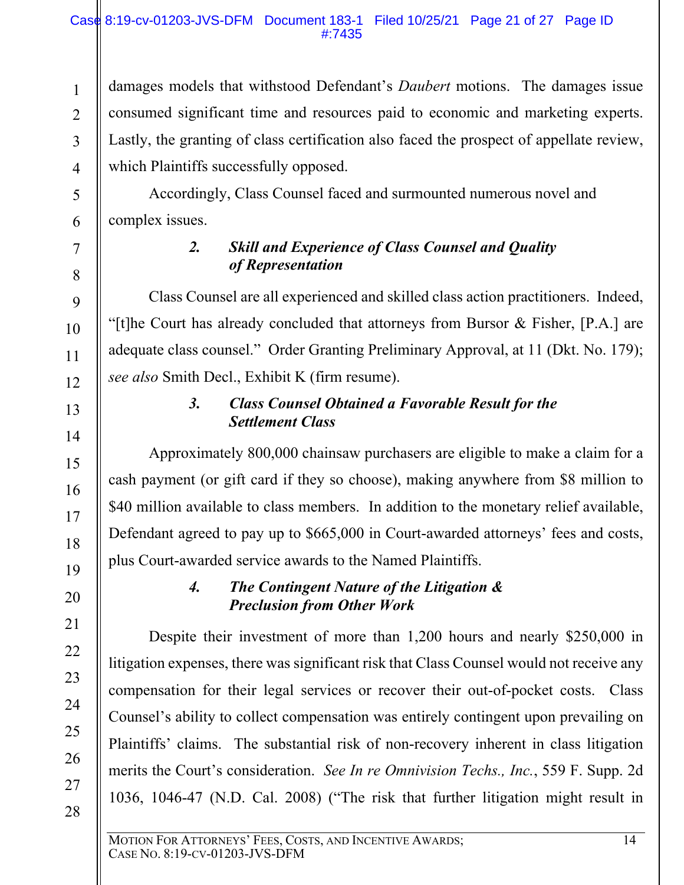damages models that withstood Defendant's *Daubert* motions. The damages issue consumed significant time and resources paid to economic and marketing experts. Lastly, the granting of class certification also faced the prospect of appellate review, which Plaintiffs successfully opposed.

Accordingly, Class Counsel faced and surmounted numerous novel and complex issues.

#### ***2. Skill and Experience of Class Counsel and Quality of Representation***

Class Counsel are all experienced and skilled class action practitioners. Indeed, "[t]he Court has already concluded that attorneys from Bursor & Fisher, [P.A.] are adequate class counsel." Order Granting Preliminary Approval, at 11 (Dkt. No. 179); *see also* Smith Decl., Exhibit K (firm resume).

#### ***3. Class Counsel Obtained a Favorable Result for the Settlement Class***

Approximately 800,000 chainsaw purchasers are eligible to make a claim for a cash payment (or gift card if they so choose), making anywhere from $8 million to $40 million available to class members. In addition to the monetary relief available, Defendant agreed to pay up to $665,000 in Court-awarded attorneys' fees and costs, plus Court-awarded service awards to the Named Plaintiffs.

#### ***4. The Contingent Nature of the Litigation & Preclusion from Other Work***

Despite their investment of more than 1,200 hours and nearly $250,000 in litigation expenses, there was significant risk that Class Counsel would not receive any compensation for their legal services or recover their out-of-pocket costs. Class Counsel's ability to collect compensation was entirely contingent upon prevailing on Plaintiffs' claims. The substantial risk of non-recovery inherent in class litigation merits the Court's consideration. *See In re Omnivision Techs., Inc.*, 559 F. Supp. 2d 1036, 1046-47 (N.D. Cal. 2008) ("The risk that further litigation might result in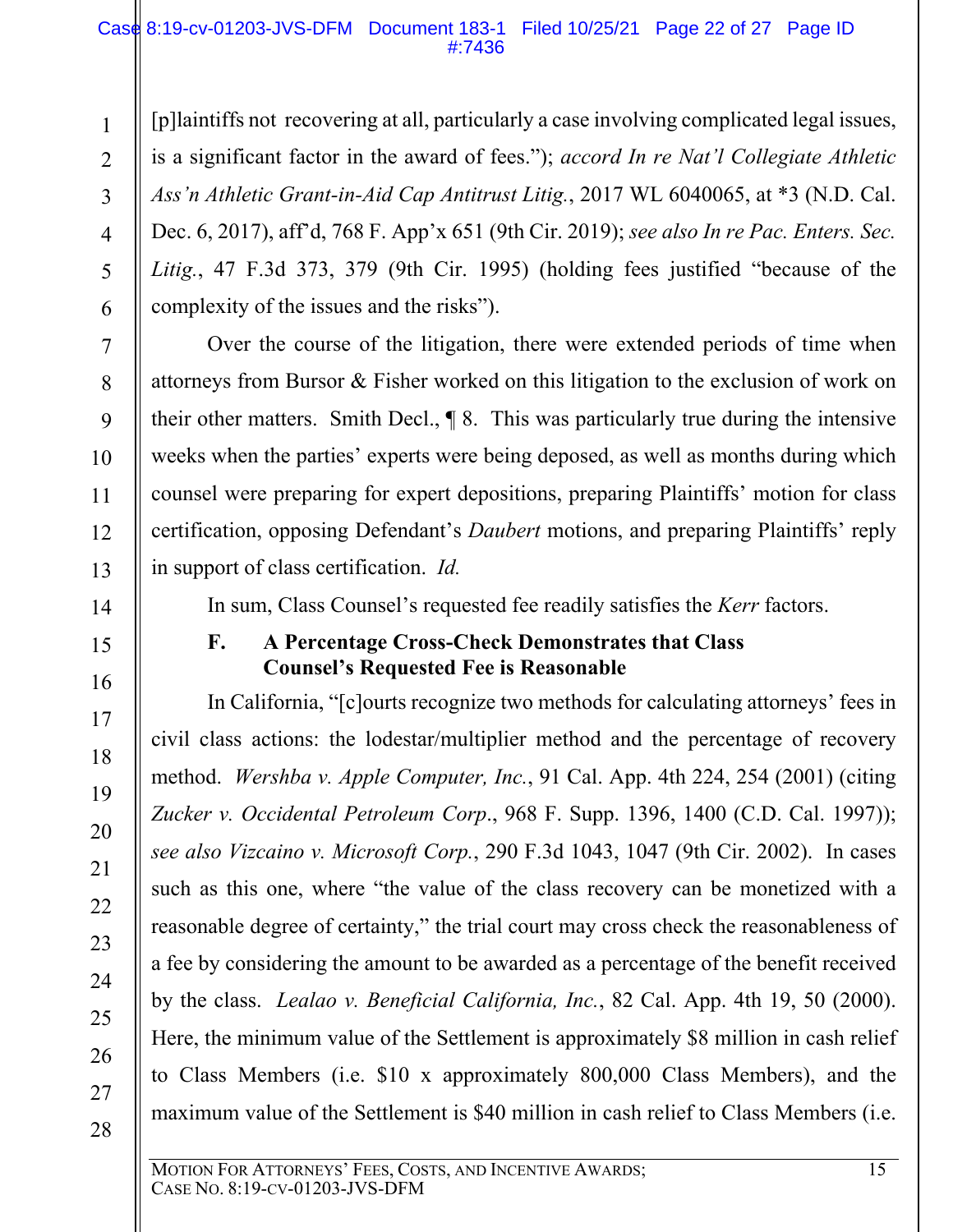[p]laintiffs not recovering at all, particularly a case involving complicated legal issues, is a significant factor in the award of fees."); *accord In re Nat'l Collegiate Athletic Ass'n Athletic Grant-in-Aid Cap Antitrust Litig.*, 2017 WL 6040065, at *3 (N.D. Cal. Dec. 6, 2017), aff'd, 768 F. App'x 651 (9th Cir. 2019); *see also In re Pac. Enters. Sec. Litig.*, 47 F.3d 373, 379 (9th Cir. 1995) (holding fees justified "because of the complexity of the issues and the risks").

Over the course of the litigation, there were extended periods of time when attorneys from Bursor & Fisher worked on this litigation to the exclusion of work on their other matters. Smith Decl., ¶ 8. This was particularly true during the intensive weeks when the parties' experts were being deposed, as well as months during which counsel were preparing for expert depositions, preparing Plaintiffs' motion for class certification, opposing Defendant's *Daubert* motions, and preparing Plaintiffs' reply in support of class certification. *Id.*

In sum, Class Counsel's requested fee readily satisfies the *Kerr* factors.

### F. A Percentage Cross-Check Demonstrates that Class Counsel's Requested Fee is Reasonable

In California, "[c]ourts recognize two methods for calculating attorneys' fees in civil class actions: the lodestar/multiplier method and the percentage of recovery method. *Wershba v. Apple Computer, Inc.*, 91 Cal. App. 4th 224, 254 (2001) (citing *Zucker v. Occidental Petroleum Corp*., 968 F. Supp. 1396, 1400 (C.D. Cal. 1997)); *see also Vizcaino v. Microsoft Corp.*, 290 F.3d 1043, 1047 (9th Cir. 2002). In cases such as this one, where "the value of the class recovery can be monetized with a reasonable degree of certainty," the trial court may cross check the reasonableness of a fee by considering the amount to be awarded as a percentage of the benefit received by the class. *Lealao v. Beneficial California, Inc.*, 82 Cal. App. 4th 19, 50 (2000). Here, the minimum value of the Settlement is approximately $8 million in cash relief to Class Members (i.e. $10 x approximately 800,000 Class Members), and the maximum value of the Settlement is $40 million in cash relief to Class Members (i.e.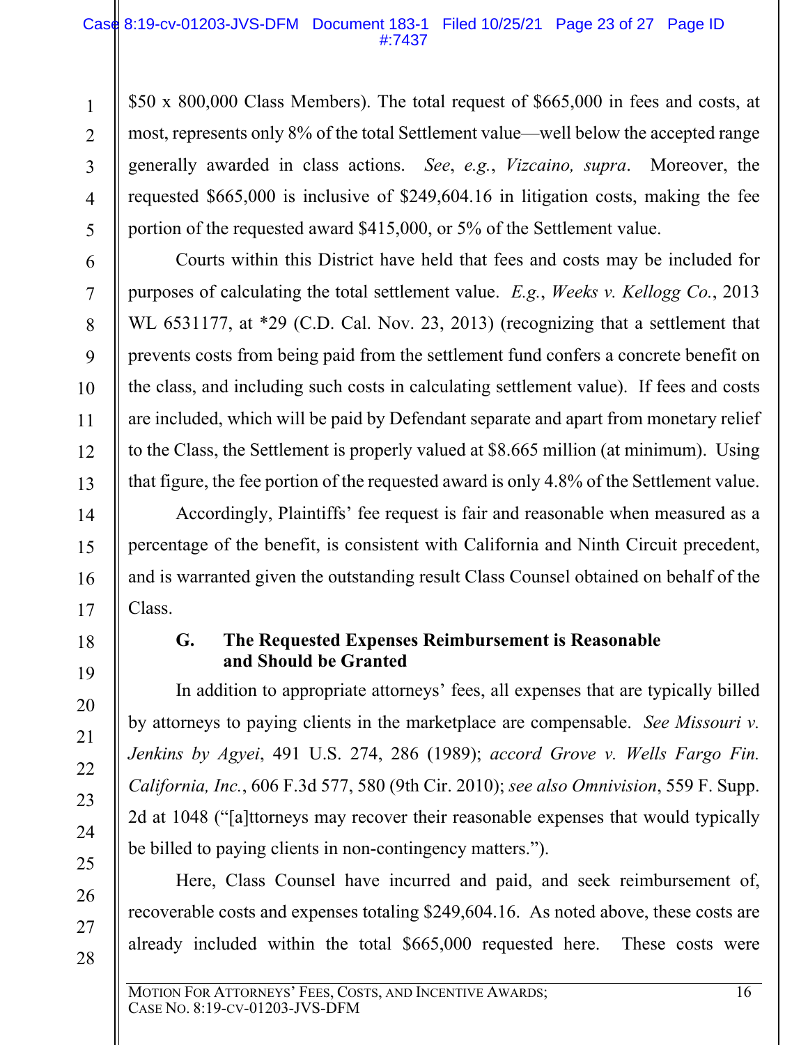$50 x 800,000 Class Members). The total request of $665,000 in fees and costs, at most, represents only 8% of the total Settlement value—well below the accepted range generally awarded in class actions. *See*, *e.g.*, *Vizcaino, supra*. Moreover, the requested $665,000 is inclusive of $249,604.16 in litigation costs, making the fee portion of the requested award $415,000, or 5% of the Settlement value.

Courts within this District have held that fees and costs may be included for purposes of calculating the total settlement value. *E.g.*, *Weeks v. Kellogg Co.*, 2013 WL 6531177, at *29 (C.D. Cal. Nov. 23, 2013) (recognizing that a settlement that prevents costs from being paid from the settlement fund confers a concrete benefit on the class, and including such costs in calculating settlement value). If fees and costs are included, which will be paid by Defendant separate and apart from monetary relief to the Class, the Settlement is properly valued at $8.665 million (at minimum). Using that figure, the fee portion of the requested award is only 4.8% of the Settlement value.

Accordingly, Plaintiffs' fee request is fair and reasonable when measured as a percentage of the benefit, is consistent with California and Ninth Circuit precedent, and is warranted given the outstanding result Class Counsel obtained on behalf of the Class.

### G. The Requested Expenses Reimbursement is Reasonable and Should be Granted

In addition to appropriate attorneys' fees, all expenses that are typically billed by attorneys to paying clients in the marketplace are compensable. *See Missouri v. Jenkins by Agyei*, 491 U.S. 274, 286 (1989); *accord Grove v. Wells Fargo Fin. California, Inc.*, 606 F.3d 577, 580 (9th Cir. 2010); *see also Omnivision*, 559 F. Supp. 2d at 1048 ("[a]ttorneys may recover their reasonable expenses that would typically be billed to paying clients in non-contingency matters.").

Here, Class Counsel have incurred and paid, and seek reimbursement of, recoverable costs and expenses totaling $249,604.16. As noted above, these costs are already included within the total $665,000 requested here. These costs were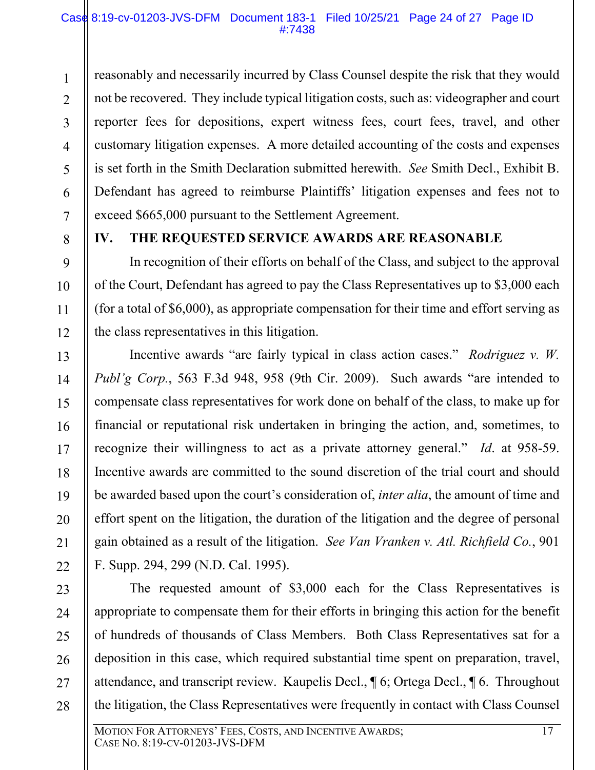reasonably and necessarily incurred by Class Counsel despite the risk that they would not be recovered. They include typical litigation costs, such as: videographer and court reporter fees for depositions, expert witness fees, court fees, travel, and other customary litigation expenses. A more detailed accounting of the costs and expenses is set forth in the Smith Declaration submitted herewith. *See* Smith Decl., Exhibit B. Defendant has agreed to reimburse Plaintiffs' litigation expenses and fees not to exceed $665,000 pursuant to the Settlement Agreement.

## IV. THE REQUESTED SERVICE AWARDS ARE REASONABLE

In recognition of their efforts on behalf of the Class, and subject to the approval of the Court, Defendant has agreed to pay the Class Representatives up to $3,000 each (for a total of $6,000), as appropriate compensation for their time and effort serving as the class representatives in this litigation.

Incentive awards "are fairly typical in class action cases." *Rodriguez v. W. Publ'g Corp.*, 563 F.3d 948, 958 (9th Cir. 2009). Such awards "are intended to compensate class representatives for work done on behalf of the class, to make up for financial or reputational risk undertaken in bringing the action, and, sometimes, to recognize their willingness to act as a private attorney general." *Id*. at 958-59. Incentive awards are committed to the sound discretion of the trial court and should be awarded based upon the court's consideration of, *inter alia*, the amount of time and effort spent on the litigation, the duration of the litigation and the degree of personal gain obtained as a result of the litigation. *See Van Vranken v. Atl. Richfield Co.*, 901 F. Supp. 294, 299 (N.D. Cal. 1995).

The requested amount of $3,000 each for the Class Representatives is appropriate to compensate them for their efforts in bringing this action for the benefit of hundreds of thousands of Class Members. Both Class Representatives sat for a deposition in this case, which required substantial time spent on preparation, travel, attendance, and transcript review. Kaupelis Decl., ¶ 6; Ortega Decl., ¶ 6. Throughout the litigation, the Class Representatives were frequently in contact with Class Counsel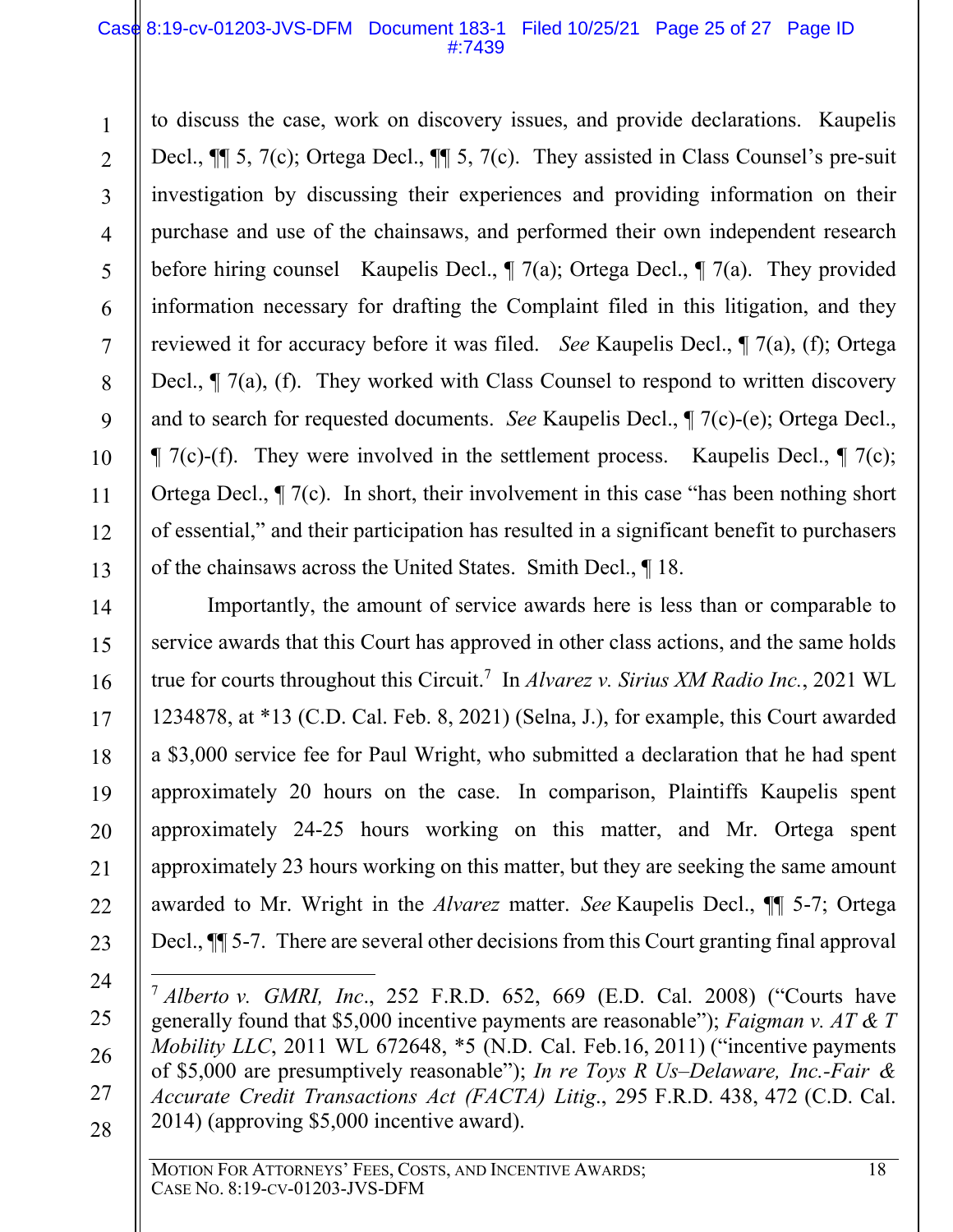to discuss the case, work on discovery issues, and provide declarations. Kaupelis Decl., ¶¶ 5, 7(c); Ortega Decl., ¶¶ 5, 7(c). They assisted in Class Counsel's pre-suit investigation by discussing their experiences and providing information on their purchase and use of the chainsaws, and performed their own independent research before hiring counsel Kaupelis Decl., ¶ 7(a); Ortega Decl., ¶ 7(a). They provided information necessary for drafting the Complaint filed in this litigation, and they reviewed it for accuracy before it was filed. *See* Kaupelis Decl., ¶ 7(a), (f); Ortega Decl., ¶ 7(a), (f). They worked with Class Counsel to respond to written discovery and to search for requested documents. *See* Kaupelis Decl., ¶ 7(c)-(e); Ortega Decl., ¶ 7(c)-(f). They were involved in the settlement process. Kaupelis Decl., ¶ 7(c); Ortega Decl., ¶ 7(c). In short, their involvement in this case "has been nothing short of essential," and their participation has resulted in a significant benefit to purchasers of the chainsaws across the United States. Smith Decl., ¶ 18.

Importantly, the amount of service awards here is less than or comparable to service awards that this Court has approved in other class actions, and the same holds true for courts throughout this Circuit.[7] In *Alvarez v. Sirius XM Radio Inc.*, 2021 WL 1234878, at *13 (C.D. Cal. Feb. 8, 2021) (Selna, J.), for example, this Court awarded a $3,000 service fee for Paul Wright, who submitted a declaration that he had spent approximately 20 hours on the case. In comparison, Plaintiffs Kaupelis spent approximately 24-25 hours working on this matter, and Mr. Ortega spent approximately 23 hours working on this matter, but they are seeking the same amount awarded to Mr. Wright in the *Alvarez* matter. *See* Kaupelis Decl., ¶¶ 5-7; Ortega Decl., ¶¶ 5-7. There are several other decisions from this Court granting final approval

[7] *Alberto v. GMRI, Inc*., 252 F.R.D. 652, 669 (E.D. Cal. 2008) ("Courts have generally found that $5,000 incentive payments are reasonable"); *Faigman v. AT & T Mobility LLC*, 2011 WL 672648, *5 (N.D. Cal. Feb.16, 2011) ("incentive payments of $5,000 are presumptively reasonable"); *In re Toys R Us–Delaware, Inc.-Fair & Accurate Credit Transactions Act (FACTA) Litig*., 295 F.R.D. 438, 472 (C.D. Cal. 2014) (approving $5,000 incentive award).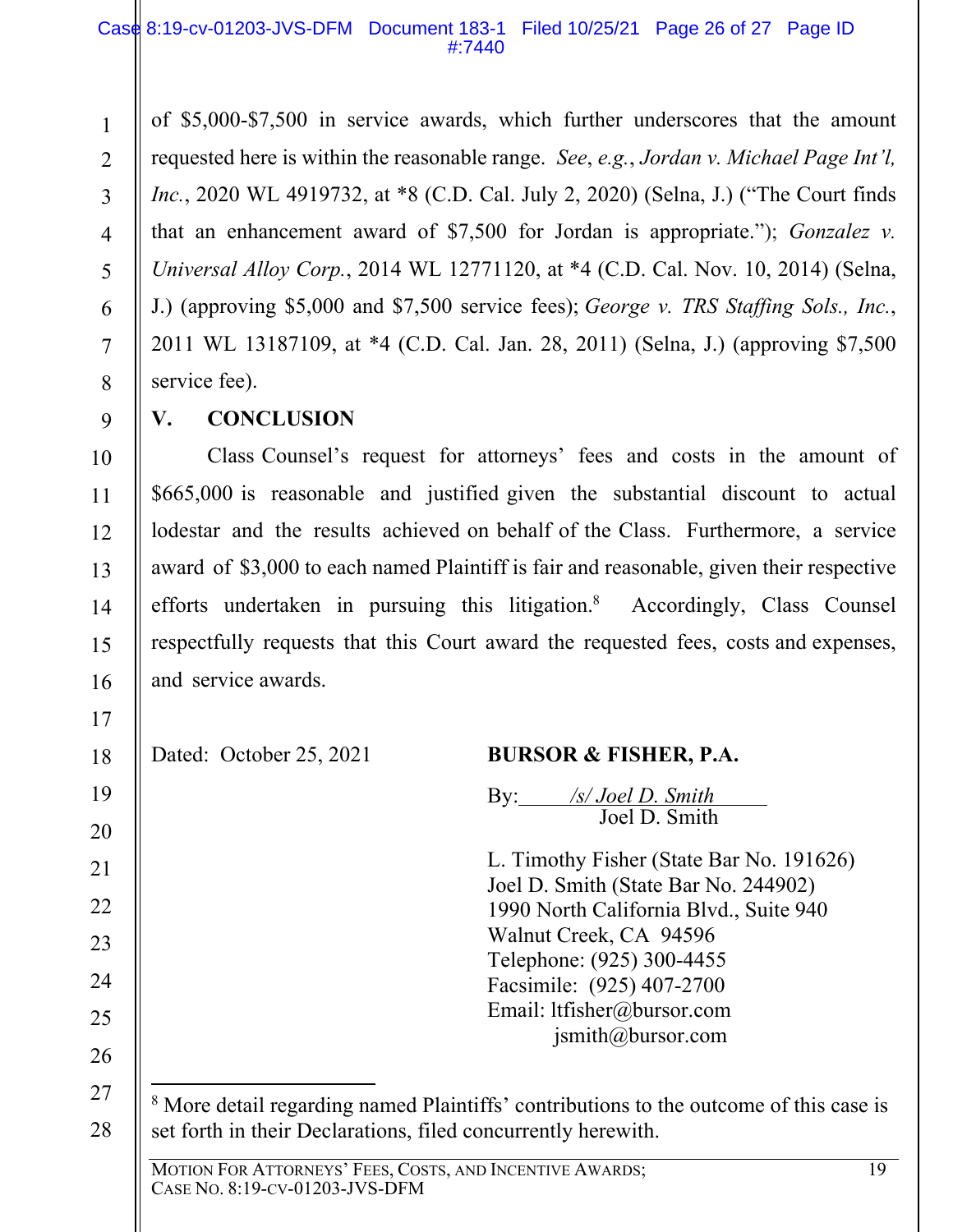of $5,000-$7,500 in service awards, which further underscores that the amount requested here is within the reasonable range. *See*, *e.g.*, *Jordan v. Michael Page Int'l, Inc.*, 2020 WL 4919732, at *8 (C.D. Cal. July 2, 2020) (Selna, J.) ("The Court finds that an enhancement award of $7,500 for Jordan is appropriate."); *Gonzalez v. Universal Alloy Corp.*, 2014 WL 12771120, at *4 (C.D. Cal. Nov. 10, 2014) (Selna, J.) (approving $5,000 and $7,500 service fees); *George v. TRS Staffing Sols., Inc.*, 2011 WL 13187109, at *4 (C.D. Cal. Jan. 28, 2011) (Selna, J.) (approving $7,500 service fee).

## V. CONCLUSION

Class Counsel's request for attorneys' fees and costs in the amount of $665,000 is reasonable and justified given the substantial discount to actual lodestar and the results achieved on behalf of the Class. Furthermore, a service award of $3,000 to each named Plaintiff is fair and reasonable, given their respective efforts undertaken in pursuing this litigation.[8] Accordingly, Class Counsel respectfully requests that this Court award the requested fees, costs and expenses, and service awards.

Dated: October 25, 2021

**BURSOR & FISHER, P.A.**

By: */s/ Joel D. Smith*
Joel D. Smith

L. Timothy Fisher (State Bar No. 191626)
Joel D. Smith (State Bar No. 244902)
1990 North California Blvd., Suite 940
Walnut Creek, CA 94596
Telephone: (925) 300-4455
Facsimile: (925) 407-2700
Email: ltfisher@bursor.com
jsmith@bursor.com

---

[8] More detail regarding named Plaintiffs' contributions to the outcome of this case is set forth in their Declarations, filed concurrently herewith.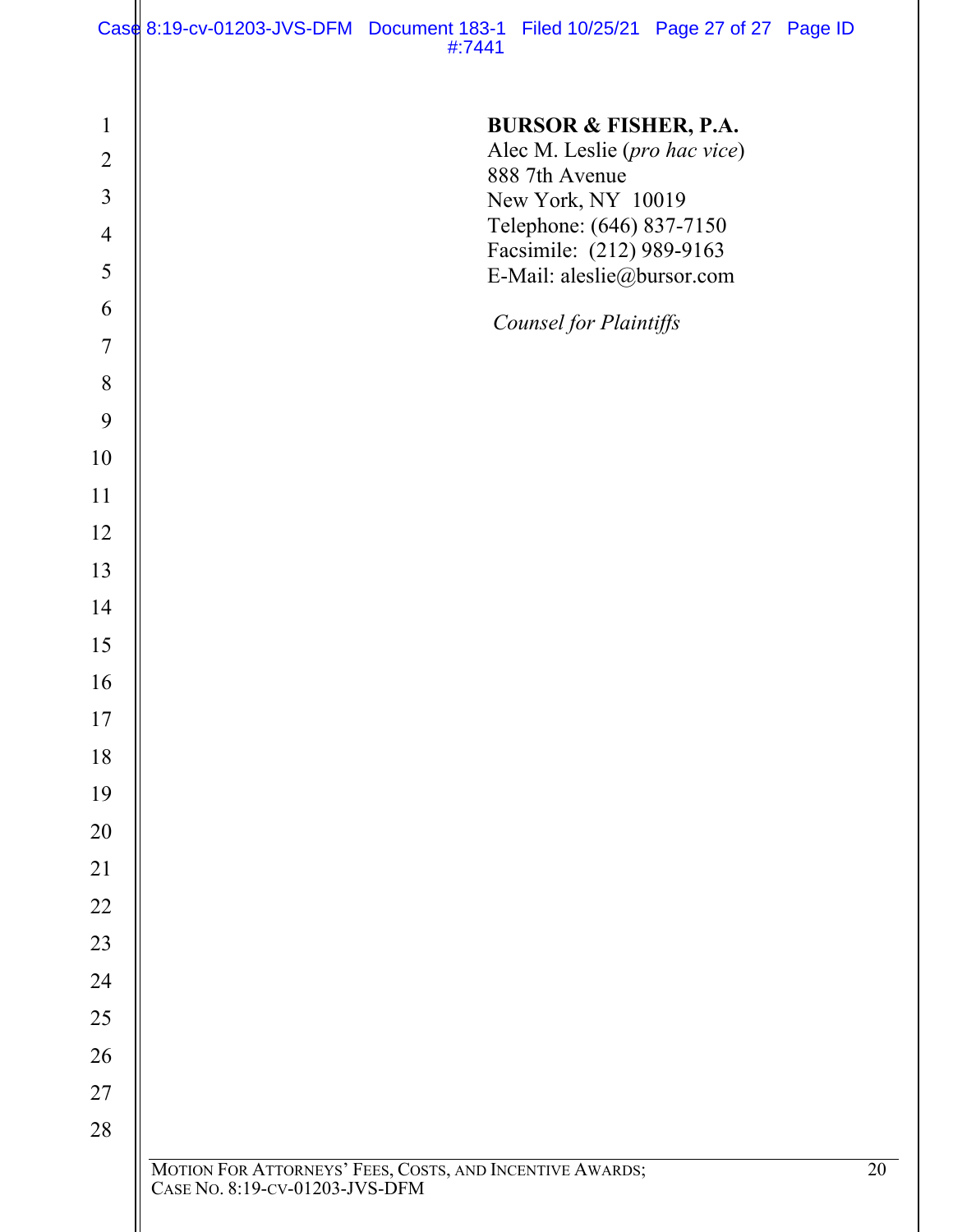**BURSOR & FISHER, P.A.**
Alec M. Leslie (*pro hac vice*)
888 7th Avenue
New York, NY 10019
Telephone: (646) 837-7150
Facsimile: (212) 989-9163
E-Mail: aleslie@bursor.com

*Counsel for Plaintiffs*